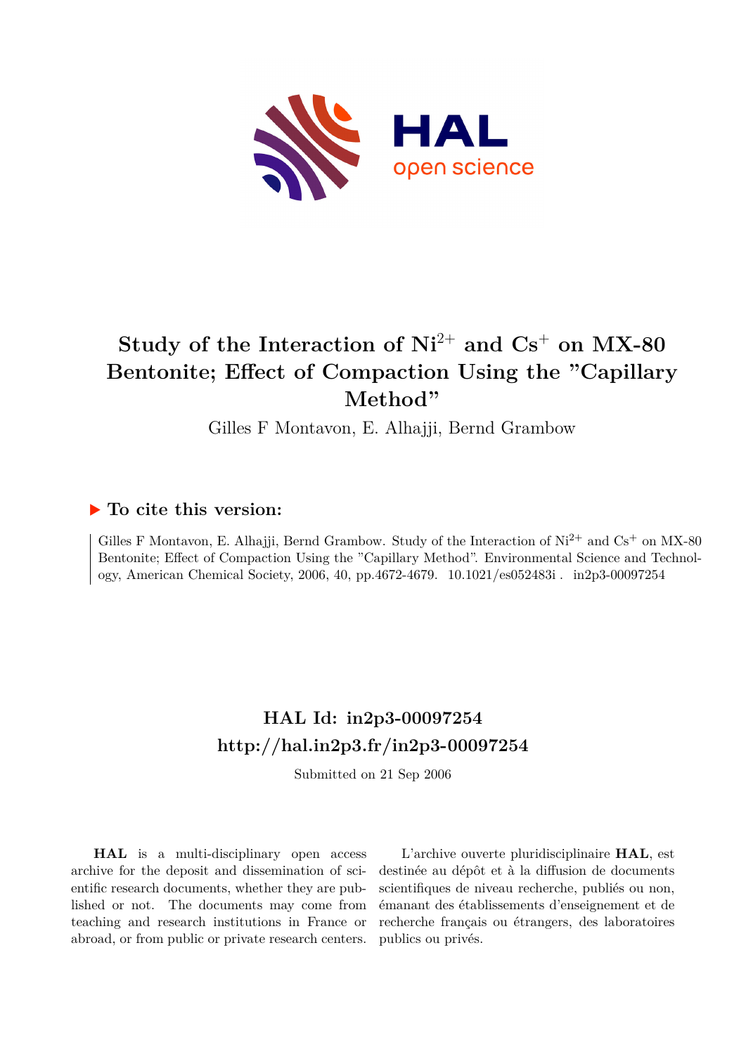# Study of the Interaction of $Ni^{2+}$ and $Cs^{+}$ on MX-80 Bentonite; Effect of Compaction Using the "Capillary Method"

Gilles F Montavon, E. Alhajji, Bernd Grambow

## ▶ To cite this version:

Gilles F Montavon, E. Alhajji, Bernd Grambow. Study of the Interaction of $Ni^{2+}$ and $Cs^{+}$ on MX-80 Bentonite; Effect of Compaction Using the "Capillary Method". Environmental Science and Technology, American Chemical Society, 2006, 40, pp.4672-4679. 10.1021/es052483i . in2p3-00097254

**HAL Id: in2p3-00097254**
**http://hal.in2p3.fr/in2p3-00097254**

Submitted on 21 Sep 2006

**HAL** is a multi-disciplinary open access archive for the deposit and dissemination of scientific research documents, whether they are published or not. The documents may come from teaching and research institutions in France or abroad, or from public or private research centers.

L'archive ouverte pluridisciplinaire **HAL**, est destinée au dépôt et à la diffusion de documents scientifiques de niveau recherche, publiés ou non, émanant des établissements d'enseignement et de recherche français ou étrangers, des laboratoires publics ou privés.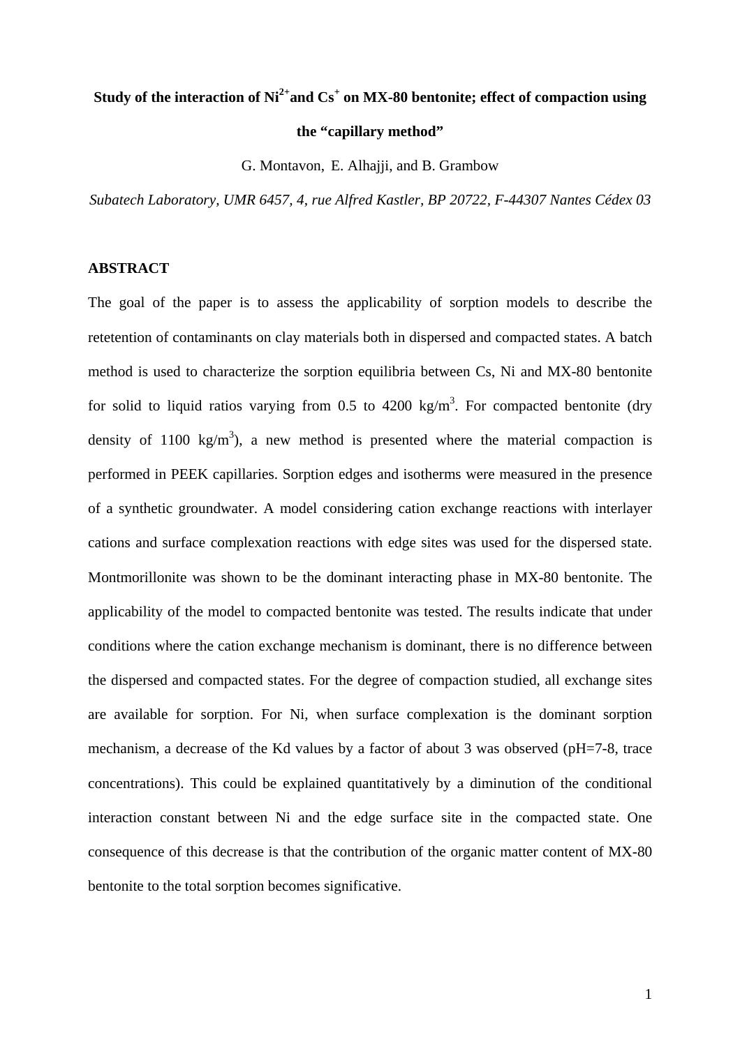# Study of the interaction of $Ni^{2+}$ and $Cs^{+}$ on MX-80 bentonite; effect of compaction using the "capillary method"

G. Montavon, E. Alhajji, and B. Grambow

*Subatech Laboratory, UMR 6457, 4, rue Alfred Kastler, BP 20722, F-44307 Nantes Cédex 03*

## ABSTRACT

The goal of the paper is to assess the applicability of sorption models to describe the retetention of contaminants on clay materials both in dispersed and compacted states. A batch method is used to characterize the sorption equilibria between Cs, Ni and MX-80 bentonite for solid to liquid ratios varying from 0.5 to 4200 $kg/m^3$. For compacted bentonite (dry density of 1100 $kg/m^3$), a new method is presented where the material compaction is performed in PEEK capillaries. Sorption edges and isotherms were measured in the presence of a synthetic groundwater. A model considering cation exchange reactions with interlayer cations and surface complexation reactions with edge sites was used for the dispersed state. Montmorillonite was shown to be the dominant interacting phase in MX-80 bentonite. The applicability of the model to compacted bentonite was tested. The results indicate that under conditions where the cation exchange mechanism is dominant, there is no difference between the dispersed and compacted states. For the degree of compaction studied, all exchange sites are available for sorption. For Ni, when surface complexation is the dominant sorption mechanism, a decrease of the Kd values by a factor of about 3 was observed (pH=7-8, trace concentrations). This could be explained quantitatively by a diminution of the conditional interaction constant between Ni and the edge surface site in the compacted state. One consequence of this decrease is that the contribution of the organic matter content of MX-80 bentonite to the total sorption becomes significative.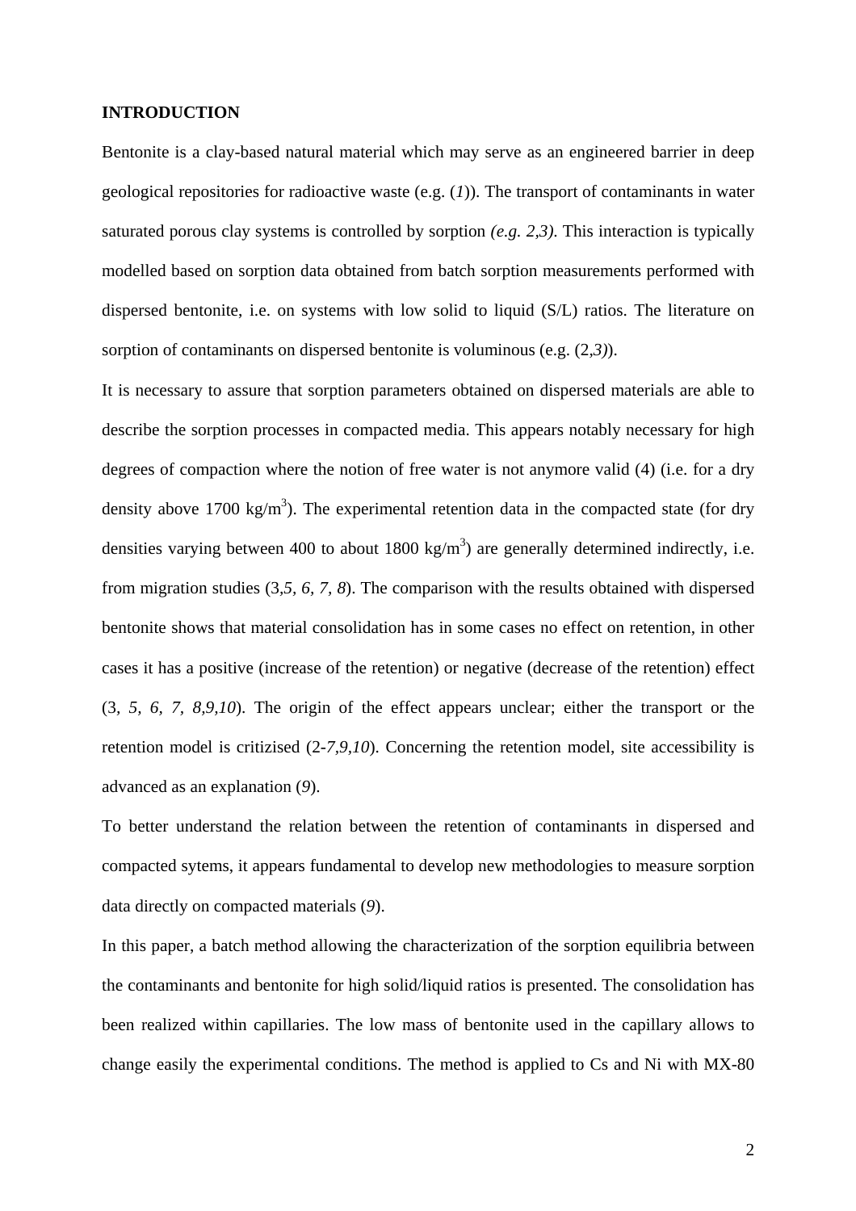**INTRODUCTION**

Bentonite is a clay-based natural material which may serve as an engineered barrier in deep geological repositories for radioactive waste (e.g. (*1*)). The transport of contaminants in water saturated porous clay systems is controlled by sorption *(e.g. 2,3)*. This interaction is typically modelled based on sorption data obtained from batch sorption measurements performed with dispersed bentonite, i.e. on systems with low solid to liquid (S/L) ratios. The literature on sorption of contaminants on dispersed bentonite is voluminous (e.g. (2,*3*)).

It is necessary to assure that sorption parameters obtained on dispersed materials are able to describe the sorption processes in compacted media. This appears notably necessary for high degrees of compaction where the notion of free water is not anymore valid (4) (i.e. for a dry density above 1700 $kg/m^3$). The experimental retention data in the compacted state (for dry densities varying between 400 to about 1800 $kg/m^3$) are generally determined indirectly, i.e. from migration studies (3,*5, 6, 7, 8*). The comparison with the results obtained with dispersed bentonite shows that material consolidation has in some cases no effect on retention, in other cases it has a positive (increase of the retention) or negative (decrease of the retention) effect (3*, 5, 6, 7, 8,9,10*). The origin of the effect appears unclear; either the transport or the retention model is critizised (2-*7,9,10*). Concerning the retention model, site accessibility is advanced as an explanation (*9*).

To better understand the relation between the retention of contaminants in dispersed and compacted sytems, it appears fundamental to develop new methodologies to measure sorption data directly on compacted materials (*9*).

In this paper, a batch method allowing the characterization of the sorption equilibria between the contaminants and bentonite for high solid/liquid ratios is presented. The consolidation has been realized within capillaries. The low mass of bentonite used in the capillary allows to change easily the experimental conditions. The method is applied to Cs and Ni with MX-80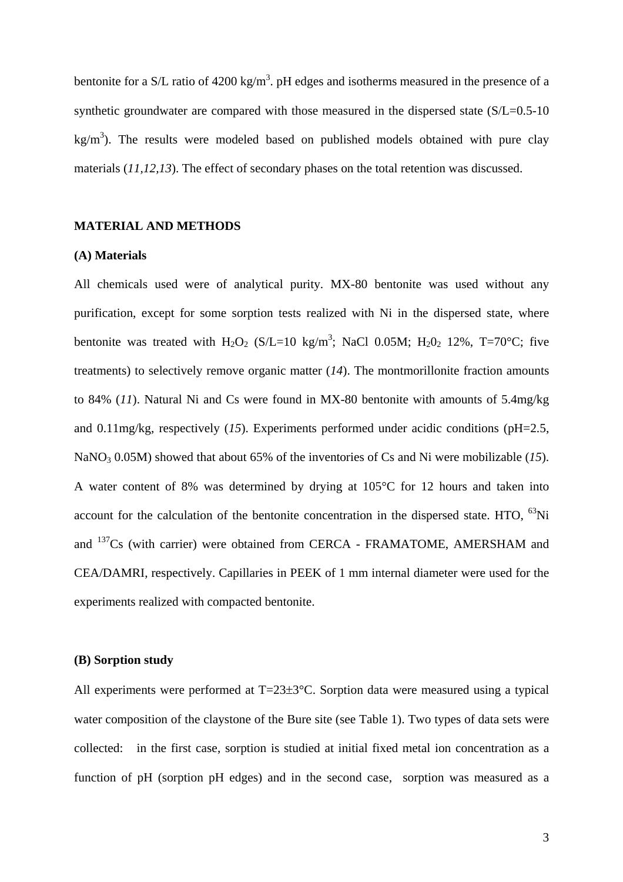bentonite for a S/L ratio of 4200 kg/$m^3$. pH edges and isotherms measured in the presence of a synthetic groundwater are compared with those measured in the dispersed state (S/L=0.5-10 kg/$m^3$). The results were modeled based on published models obtained with pure clay materials (*11*,*12*,*13*). The effect of secondary phases on the total retention was discussed.

## MATERIAL AND METHODS

### (A) Materials

All chemicals used were of analytical purity. MX-80 bentonite was used without any purification, except for some sorption tests realized with Ni in the dispersed state, where bentonite was treated with $H_2O_2$ (S/L=10 kg/$m^3$; NaCl 0.05M; $H_20_2$ 12%, T=70°C; five treatments) to selectively remove organic matter (*14*). The montmorillonite fraction amounts to 84% (*11*). Natural Ni and Cs were found in MX-80 bentonite with amounts of 5.4mg/kg and 0.11mg/kg, respectively (*15*). Experiments performed under acidic conditions (pH=2.5, $NaNO_3$ 0.05M) showed that about 65% of the inventories of Cs and Ni were mobilizable (*15*). A water content of 8% was determined by drying at 105°C for 12 hours and taken into account for the calculation of the bentonite concentration in the dispersed state. HTO, $^{63}$Ni and $^{137}$Cs (with carrier) were obtained from CERCA - FRAMATOME, AMERSHAM and CEA/DAMRI, respectively. Capillaries in PEEK of 1 mm internal diameter were used for the experiments realized with compacted bentonite.

### (B) Sorption study

All experiments were performed at T=23±3°C. Sorption data were measured using a typical water composition of the claystone of the Bure site (see Table 1). Two types of data sets were collected: in the first case, sorption is studied at initial fixed metal ion concentration as a function of pH (sorption pH edges) and in the second case, sorption was measured as a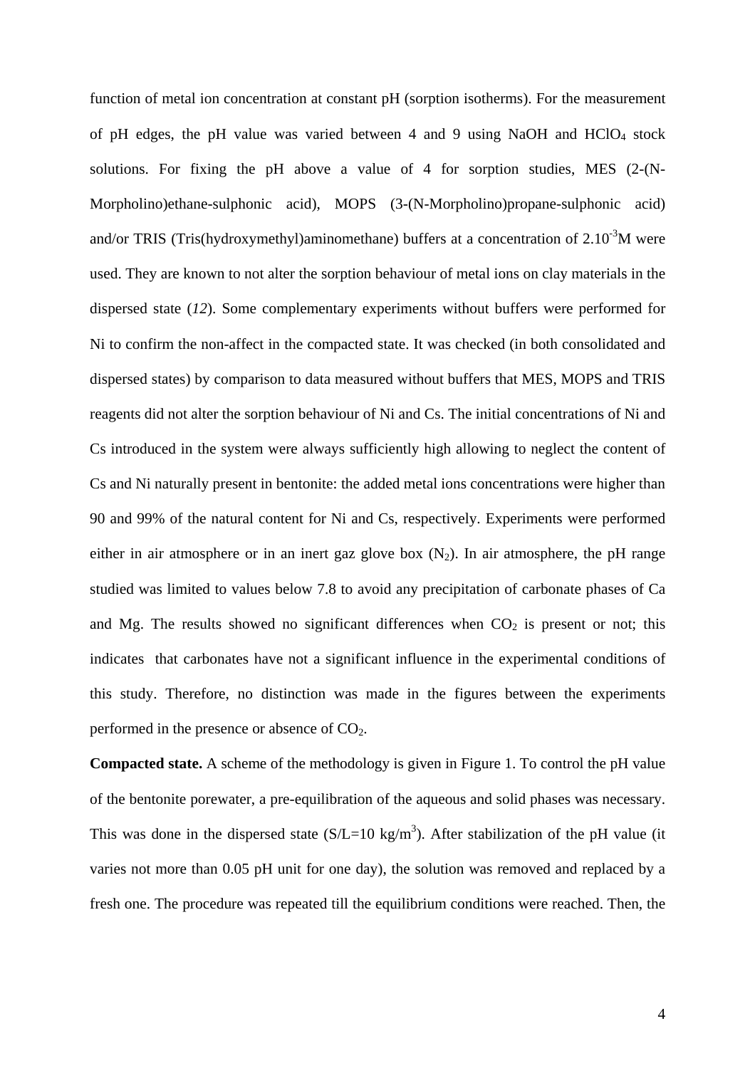function of metal ion concentration at constant pH (sorption isotherms). For the measurement of pH edges, the pH value was varied between 4 and 9 using NaOH and $HClO_4$ stock solutions. For fixing the pH above a value of 4 for sorption studies, MES (2-(N-Morpholino)ethane-sulphonic acid), MOPS (3-(N-Morpholino)propane-sulphonic acid) and/or TRIS (Tris(hydroxymethyl)aminomethane) buffers at a concentration of $2.10^{-3}$M were used. They are known to not alter the sorption behaviour of metal ions on clay materials in the dispersed state (*12*). Some complementary experiments without buffers were performed for Ni to confirm the non-affect in the compacted state. It was checked (in both consolidated and dispersed states) by comparison to data measured without buffers that MES, MOPS and TRIS reagents did not alter the sorption behaviour of Ni and Cs. The initial concentrations of Ni and Cs introduced in the system were always sufficiently high allowing to neglect the content of Cs and Ni naturally present in bentonite: the added metal ions concentrations were higher than 90 and 99% of the natural content for Ni and Cs, respectively. Experiments were performed either in air atmosphere or in an inert gaz glove box ($N_2$). In air atmosphere, the pH range studied was limited to values below 7.8 to avoid any precipitation of carbonate phases of Ca and Mg. The results showed no significant differences when $CO_2$ is present or not; this indicates that carbonates have not a significant influence in the experimental conditions of this study. Therefore, no distinction was made in the figures between the experiments performed in the presence or absence of $CO_2$.

**Compacted state.** A scheme of the methodology is given in Figure 1. To control the pH value of the bentonite porewater, a pre-equilibration of the aqueous and solid phases was necessary. This was done in the dispersed state (S/L=10 kg/m$^3$). After stabilization of the pH value (it varies not more than 0.05 pH unit for one day), the solution was removed and replaced by a fresh one. The procedure was repeated till the equilibrium conditions were reached. Then, the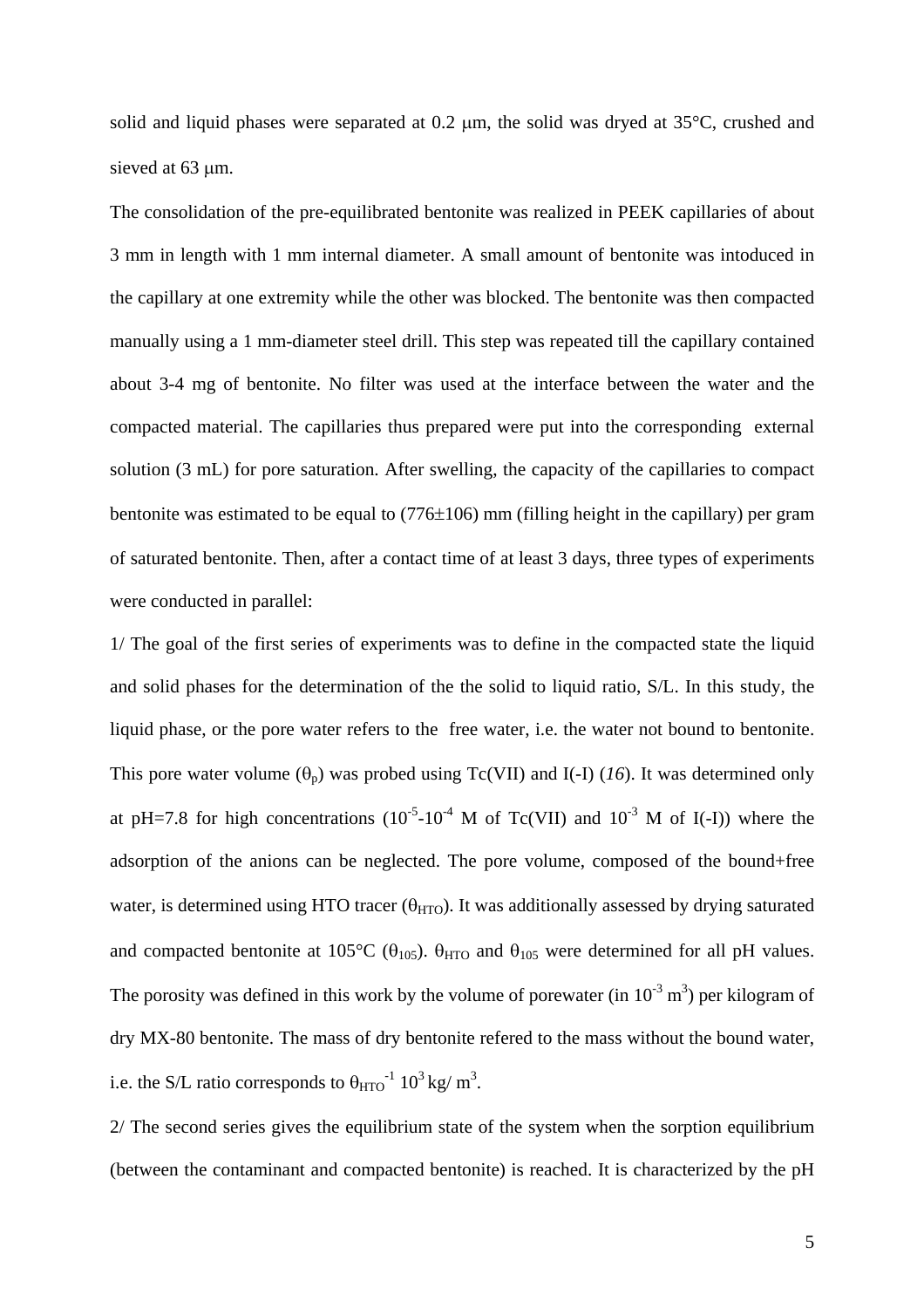solid and liquid phases were separated at 0.2 μm, the solid was dryed at 35°C, crushed and sieved at 63 μm.

The consolidation of the pre-equilibrated bentonite was realized in PEEK capillaries of about 3 mm in length with 1 mm internal diameter. A small amount of bentonite was intoduced in the capillary at one extremity while the other was blocked. The bentonite was then compacted manually using a 1 mm-diameter steel drill. This step was repeated till the capillary contained about 3-4 mg of bentonite. No filter was used at the interface between the water and the compacted material. The capillaries thus prepared were put into the corresponding external solution (3 mL) for pore saturation. After swelling, the capacity of the capillaries to compact bentonite was estimated to be equal to (776±106) mm (filling height in the capillary) per gram of saturated bentonite. Then, after a contact time of at least 3 days, three types of experiments were conducted in parallel:

1/ The goal of the first series of experiments was to define in the compacted state the liquid and solid phases for the determination of the the solid to liquid ratio, S/L. In this study, the liquid phase, or the pore water refers to the free water, i.e. the water not bound to bentonite. This pore water volume ($\theta_p$) was probed using Tc(VII) and I(-I) (*16*). It was determined only at pH=7.8 for high concentrations ($10^{-5}$-$10^{-4}$ M of Tc(VII) and $10^{-3}$ M of I(-I)) where the adsorption of the anions can be neglected. The pore volume, composed of the bound+free water, is determined using HTO tracer ($\theta_{HTO}$). It was additionally assessed by drying saturated and compacted bentonite at 105°C ($\theta_{105}$). $\theta_{HTO}$ and $\theta_{105}$ were determined for all pH values. The porosity was defined in this work by the volume of porewater (in $10^{-3}$ $m^3$) per kilogram of dry MX-80 bentonite. The mass of dry bentonite refered to the mass without the bound water, i.e. the S/L ratio corresponds to $\theta_{HTO}^{-1}$ $10^3$ kg/ $m^3$.

2/ The second series gives the equilibrium state of the system when the sorption equilibrium (between the contaminant and compacted bentonite) is reached. It is characterized by the pH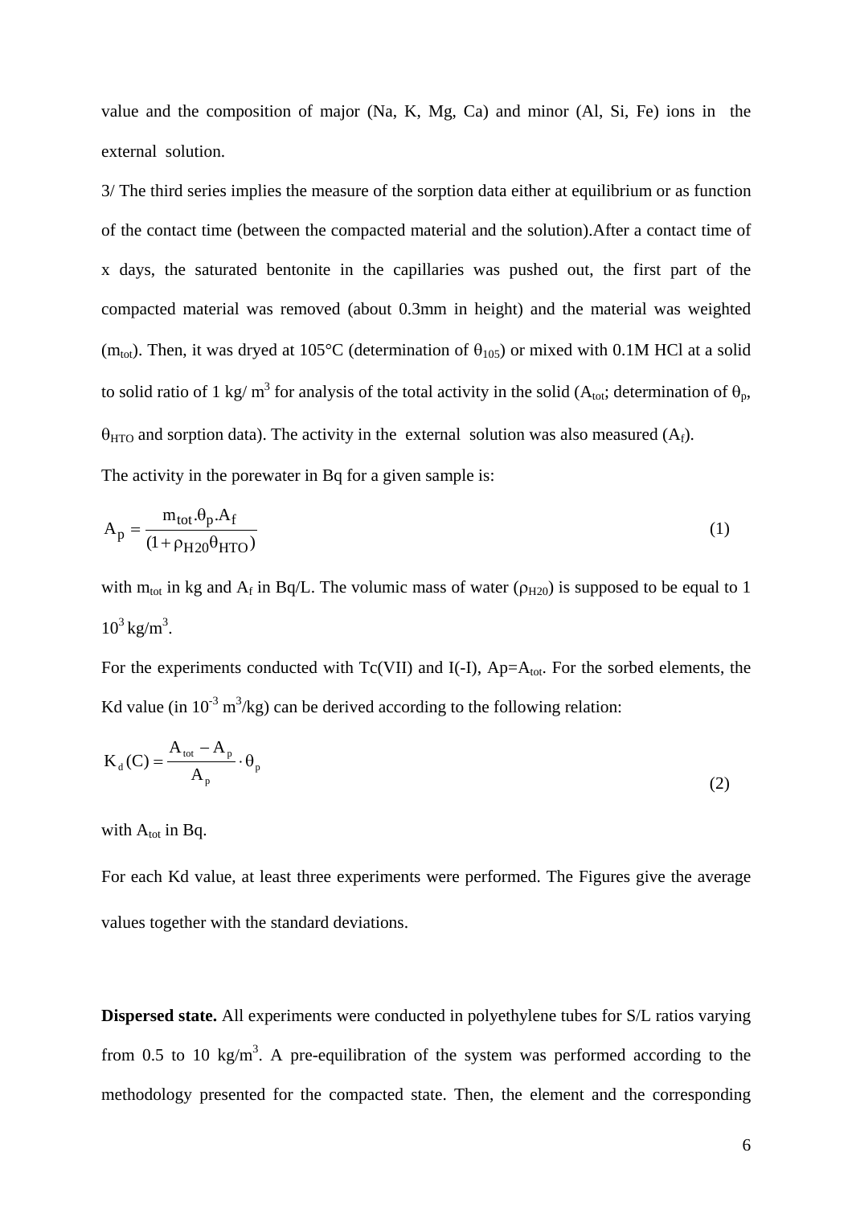value and the composition of major (Na, K, Mg, Ca) and minor (Al, Si, Fe) ions in the external solution.

3/ The third series implies the measure of the sorption data either at equilibrium or as function of the contact time (between the compacted material and the solution).After a contact time of x days, the saturated bentonite in the capillaries was pushed out, the first part of the compacted material was removed (about 0.3mm in height) and the material was weighted ($m_{tot}$). Then, it was dryed at 105°C (determination of $\theta_{105}$) or mixed with 0.1M HCl at a solid to solid ratio of 1 kg/ m$^3$ for analysis of the total activity in the solid ($A_{tot}$; determination of $\theta_p$, $\theta_{HTO}$ and sorption data). The activity in the external solution was also measured ($A_f$).

The activity in the porewater in Bq for a given sample is:

$$A_p = \frac{m_{tot}.\theta_p.A_f}{(1+\rho_{H20}\theta_{HTO})} \tag{1}$$

with $m_{tot}$ in kg and $A_f$ in Bq/L. The volumic mass of water ($\rho_{H20}$) is supposed to be equal to 1 $10^3$ kg/m$^3$.

For the experiments conducted with Tc(VII) and I(-I), Ap=$A_{tot}$. For the sorbed elements, the Kd value (in $10^{-3}$ m$^3$/kg) can be derived according to the following relation:

$$K_d(C) = \frac{A_{tot} - A_p}{A_p} \cdot \theta_p \tag{2}$$

with $A_{tot}$ in Bq.

For each Kd value, at least three experiments were performed. The Figures give the average values together with the standard deviations.

**Dispersed state.** All experiments were conducted in polyethylene tubes for S/L ratios varying from 0.5 to 10 kg/m$^3$. A pre-equilibration of the system was performed according to the methodology presented for the compacted state. Then, the element and the corresponding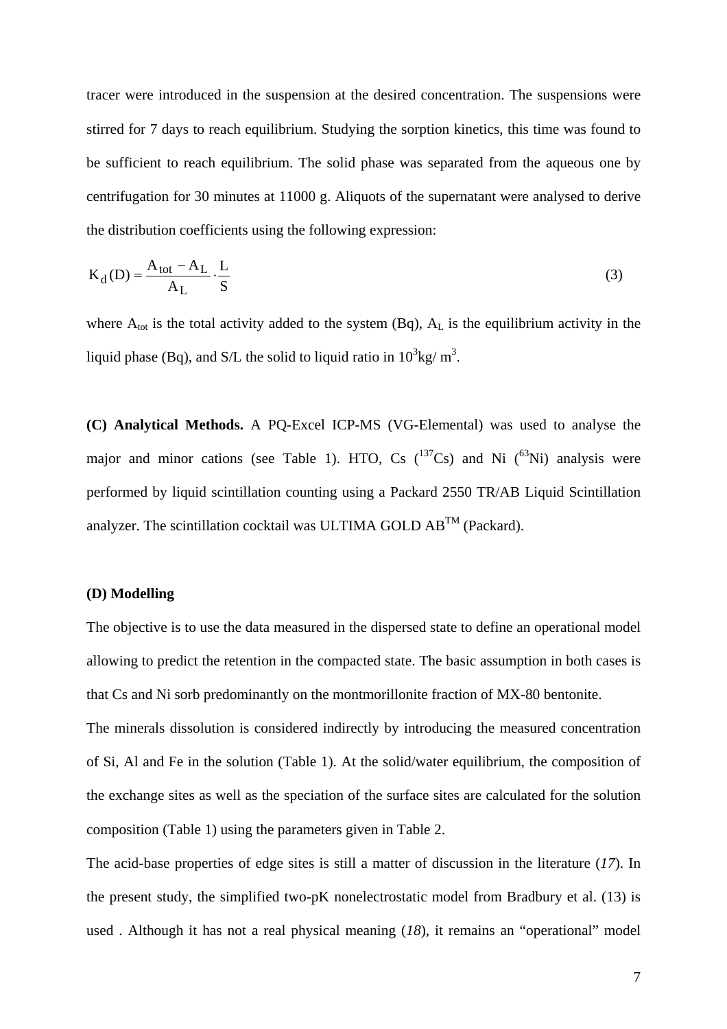tracer were introduced in the suspension at the desired concentration. The suspensions were stirred for 7 days to reach equilibrium. Studying the sorption kinetics, this time was found to be sufficient to reach equilibrium. The solid phase was separated from the aqueous one by centrifugation for 30 minutes at 11000 g. Aliquots of the supernatant were analysed to derive the distribution coefficients using the following expression:

$$K_d(D) = \frac{A_{tot} - A_L}{A_L} \cdot \frac{L}{S} \tag{3}$$

where $A_{tot}$ is the total activity added to the system (Bq), $A_L$ is the equilibrium activity in the liquid phase (Bq), and S/L the solid to liquid ratio in $10^3$kg/ m$^3$.

**(C) Analytical Methods.** A PQ-Excel ICP-MS (VG-Elemental) was used to analyse the major and minor cations (see Table 1). HTO, Cs ($^{137}$Cs) and Ni ($^{63}$Ni) analysis were performed by liquid scintillation counting using a Packard 2550 TR/AB Liquid Scintillation analyzer. The scintillation cocktail was ULTIMA GOLD AB$^{TM}$ (Packard).

**(D) Modelling**

The objective is to use the data measured in the dispersed state to define an operational model allowing to predict the retention in the compacted state. The basic assumption in both cases is that Cs and Ni sorb predominantly on the montmorillonite fraction of MX-80 bentonite.

The minerals dissolution is considered indirectly by introducing the measured concentration of Si, Al and Fe in the solution (Table 1). At the solid/water equilibrium, the composition of the exchange sites as well as the speciation of the surface sites are calculated for the solution composition (Table 1) using the parameters given in Table 2.

The acid-base properties of edge sites is still a matter of discussion in the literature (*17*). In the present study, the simplified two-pK nonelectrostatic model from Bradbury et al. (13) is used . Although it has not a real physical meaning (*18*), it remains an "operational" model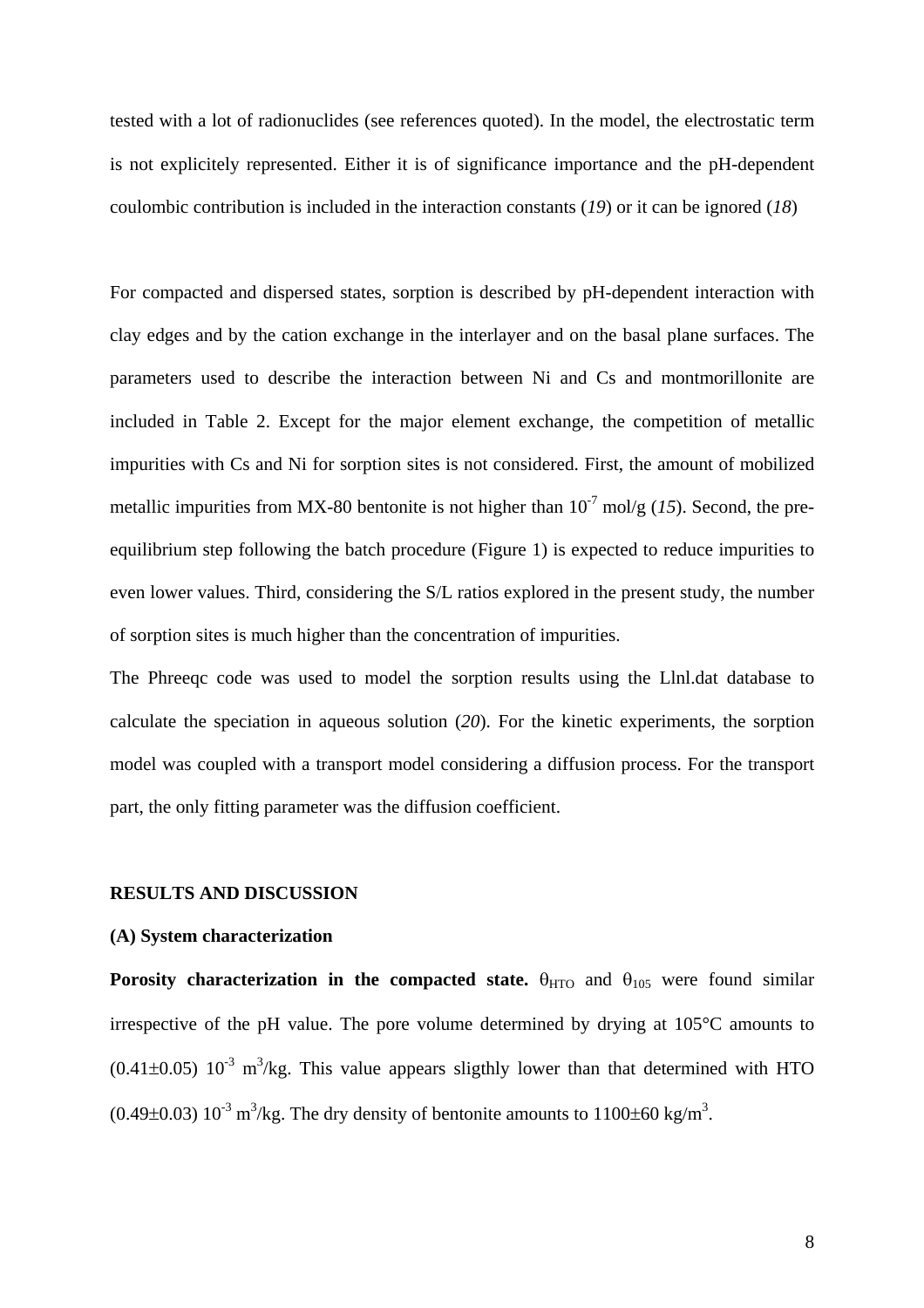tested with a lot of radionuclides (see references quoted). In the model, the electrostatic term is not explicitely represented. Either it is of significance importance and the pH-dependent coulombic contribution is included in the interaction constants (*19*) or it can be ignored (*18*)

For compacted and dispersed states, sorption is described by pH-dependent interaction with clay edges and by the cation exchange in the interlayer and on the basal plane surfaces. The parameters used to describe the interaction between Ni and Cs and montmorillonite are included in Table 2. Except for the major element exchange, the competition of metallic impurities with Cs and Ni for sorption sites is not considered. First, the amount of mobilized metallic impurities from MX-80 bentonite is not higher than $10^{-7}$ mol/g (*15*). Second, the pre-equilibrium step following the batch procedure (Figure 1) is expected to reduce impurities to even lower values. Third, considering the S/L ratios explored in the present study, the number of sorption sites is much higher than the concentration of impurities.

The Phreeqc code was used to model the sorption results using the Llnl.dat database to calculate the speciation in aqueous solution (*20*). For the kinetic experiments, the sorption model was coupled with a transport model considering a diffusion process. For the transport part, the only fitting parameter was the diffusion coefficient.

## RESULTS AND DISCUSSION

### (A) System characterization

**Porosity characterization in the compacted state.** $\theta_{HTO}$ and $\theta_{105}$ were found similar irrespective of the pH value. The pore volume determined by drying at 105°C amounts to $(0.41\pm0.05)\ 10^{-3}\ m^3/kg$. This value appears sligthly lower than that determined with HTO $(0.49\pm0.03)\ 10^{-3}\ m^3/kg$. The dry density of bentonite amounts to $1100\pm60\ kg/m^3$.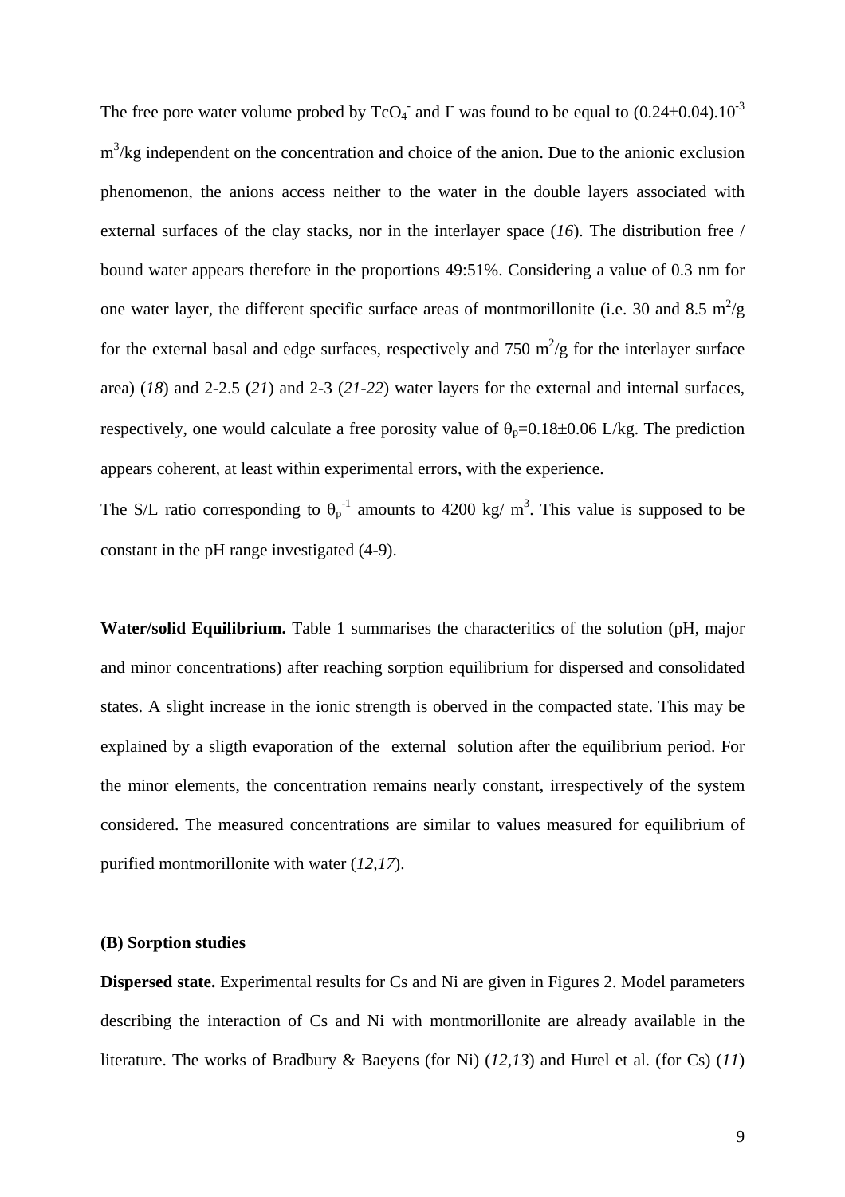The free pore water volume probed by $TcO_4^-$ and $I^-$ was found to be equal to $(0.24\pm0.04).10^{-3}$ $m^3/kg$ independent on the concentration and choice of the anion. Due to the anionic exclusion phenomenon, the anions access neither to the water in the double layers associated with external surfaces of the clay stacks, nor in the interlayer space (*16*). The distribution free / bound water appears therefore in the proportions 49:51%. Considering a value of 0.3 nm for one water layer, the different specific surface areas of montmorillonite (i.e. 30 and 8.5 $m^2/g$ for the external basal and edge surfaces, respectively and 750 $m^2/g$ for the interlayer surface area) (*18*) and 2-2.5 (*21*) and 2-3 (*21-22*) water layers for the external and internal surfaces, respectively, one would calculate a free porosity value of $\theta_p=0.18\pm0.06$ L/kg. The prediction appears coherent, at least within experimental errors, with the experience.

The S/L ratio corresponding to $\theta_p^{-1}$ amounts to 4200 kg/ $m^3$. This value is supposed to be constant in the pH range investigated (4-9).

**Water/solid Equilibrium.** Table 1 summarises the characteritics of the solution (pH, major and minor concentrations) after reaching sorption equilibrium for dispersed and consolidated states. A slight increase in the ionic strength is oberved in the compacted state. This may be explained by a sligth evaporation of the external solution after the equilibrium period. For the minor elements, the concentration remains nearly constant, irrespectively of the system considered. The measured concentrations are similar to values measured for equilibrium of purified montmorillonite with water (*12,17*).

### (B) Sorption studies

**Dispersed state.** Experimental results for Cs and Ni are given in Figures 2. Model parameters describing the interaction of Cs and Ni with montmorillonite are already available in the literature. The works of Bradbury & Baeyens (for Ni) (*12,13*) and Hurel et al. (for Cs) (*11*)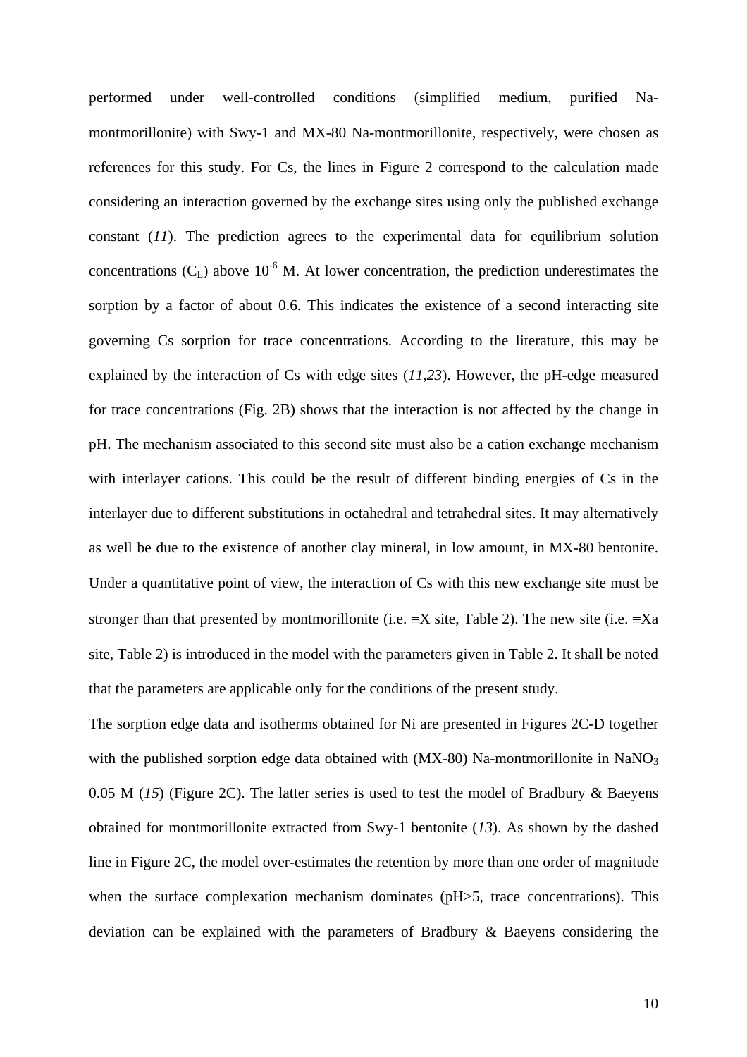performed under well-controlled conditions (simplified medium, purified Na-montmorillonite) with Swy-1 and MX-80 Na-montmorillonite, respectively, were chosen as references for this study. For Cs, the lines in Figure 2 correspond to the calculation made considering an interaction governed by the exchange sites using only the published exchange constant (*11*). The prediction agrees to the experimental data for equilibrium solution concentrations ($C_L$) above $10^{-6}$ M. At lower concentration, the prediction underestimates the sorption by a factor of about 0.6. This indicates the existence of a second interacting site governing Cs sorption for trace concentrations. According to the literature, this may be explained by the interaction of Cs with edge sites (*11,23*). However, the pH-edge measured for trace concentrations (Fig. 2B) shows that the interaction is not affected by the change in pH. The mechanism associated to this second site must also be a cation exchange mechanism with interlayer cations. This could be the result of different binding energies of Cs in the interlayer due to different substitutions in octahedral and tetrahedral sites. It may alternatively as well be due to the existence of another clay mineral, in low amount, in MX-80 bentonite. Under a quantitative point of view, the interaction of Cs with this new exchange site must be stronger than that presented by montmorillonite (i.e. ≡X site, Table 2). The new site (i.e. ≡Xa site, Table 2) is introduced in the model with the parameters given in Table 2. It shall be noted that the parameters are applicable only for the conditions of the present study.

The sorption edge data and isotherms obtained for Ni are presented in Figures 2C-D together with the published sorption edge data obtained with (MX-80) Na-montmorillonite in $NaNO_3$ 0.05 M (*15*) (Figure 2C). The latter series is used to test the model of Bradbury & Baeyens obtained for montmorillonite extracted from Swy-1 bentonite (*13*). As shown by the dashed line in Figure 2C, the model over-estimates the retention by more than one order of magnitude when the surface complexation mechanism dominates (pH>5, trace concentrations). This deviation can be explained with the parameters of Bradbury & Baeyens considering the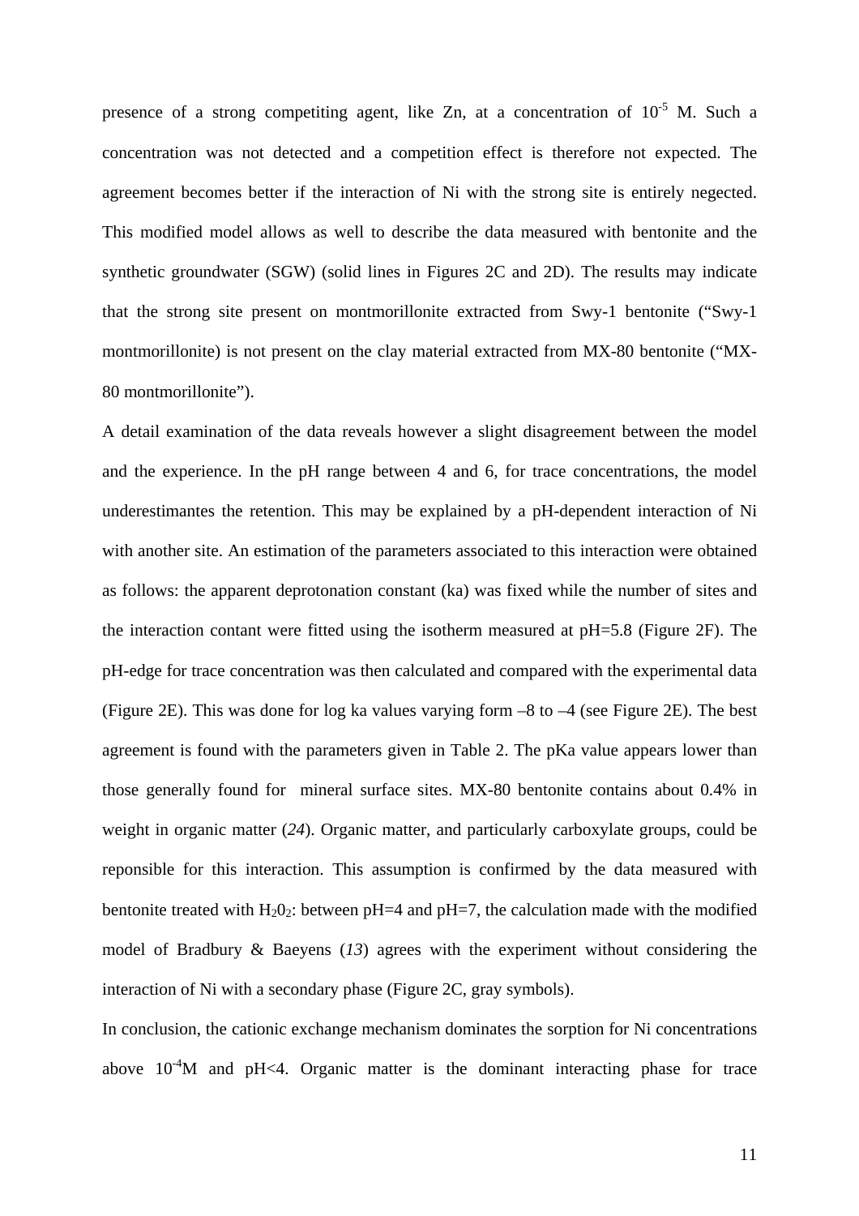presence of a strong competiting agent, like Zn, at a concentration of $10^{-5}$ M. Such a concentration was not detected and a competition effect is therefore not expected. The agreement becomes better if the interaction of Ni with the strong site is entirely negected. This modified model allows as well to describe the data measured with bentonite and the synthetic groundwater (SGW) (solid lines in Figures 2C and 2D). The results may indicate that the strong site present on montmorillonite extracted from Swy-1 bentonite ("Swy-1 montmorillonite) is not present on the clay material extracted from MX-80 bentonite ("MX-80 montmorillonite").

A detail examination of the data reveals however a slight disagreement between the model and the experience. In the pH range between 4 and 6, for trace concentrations, the model underestimantes the retention. This may be explained by a pH-dependent interaction of Ni with another site. An estimation of the parameters associated to this interaction were obtained as follows: the apparent deprotonation constant (ka) was fixed while the number of sites and the interaction contant were fitted using the isotherm measured at pH=5.8 (Figure 2F). The pH-edge for trace concentration was then calculated and compared with the experimental data (Figure 2E). This was done for log ka values varying form –8 to –4 (see Figure 2E). The best agreement is found with the parameters given in Table 2. The pKa value appears lower than those generally found for mineral surface sites. MX-80 bentonite contains about 0.4% in weight in organic matter (*24*). Organic matter, and particularly carboxylate groups, could be reponsible for this interaction. This assumption is confirmed by the data measured with bentonite treated with $H_2O_2$: between pH=4 and pH=7, the calculation made with the modified model of Bradbury & Baeyens (*13*) agrees with the experiment without considering the interaction of Ni with a secondary phase (Figure 2C, gray symbols).

In conclusion, the cationic exchange mechanism dominates the sorption for Ni concentrations above $10^{-4}$M and pH<4. Organic matter is the dominant interacting phase for trace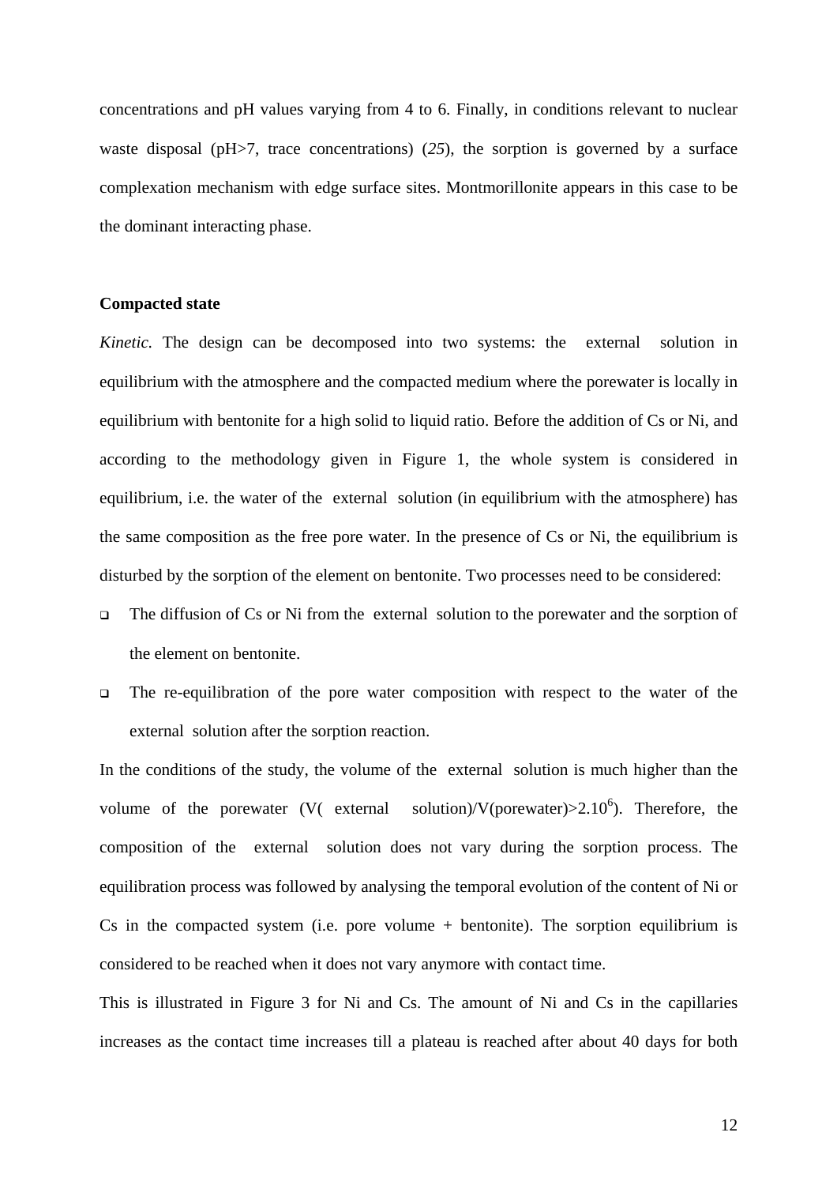concentrations and pH values varying from 4 to 6. Finally, in conditions relevant to nuclear waste disposal (pH>7, trace concentrations) (*25*), the sorption is governed by a surface complexation mechanism with edge surface sites. Montmorillonite appears in this case to be the dominant interacting phase.

**Compacted state**

*Kinetic.* The design can be decomposed into two systems: the external solution in equilibrium with the atmosphere and the compacted medium where the porewater is locally in equilibrium with bentonite for a high solid to liquid ratio. Before the addition of Cs or Ni, and according to the methodology given in Figure 1, the whole system is considered in equilibrium, i.e. the water of the external solution (in equilibrium with the atmosphere) has the same composition as the free pore water. In the presence of Cs or Ni, the equilibrium is disturbed by the sorption of the element on bentonite. Two processes need to be considered:

- The diffusion of Cs or Ni from the external solution to the porewater and the sorption of the element on bentonite.
- The re-equilibration of the pore water composition with respect to the water of the external solution after the sorption reaction.

In the conditions of the study, the volume of the external solution is much higher than the volume of the porewater (V( external solution)/V(porewater)>$2.10^6$). Therefore, the composition of the external solution does not vary during the sorption process. The equilibration process was followed by analysing the temporal evolution of the content of Ni or Cs in the compacted system (i.e. pore volume + bentonite). The sorption equilibrium is considered to be reached when it does not vary anymore with contact time.

This is illustrated in Figure 3 for Ni and Cs. The amount of Ni and Cs in the capillaries increases as the contact time increases till a plateau is reached after about 40 days for both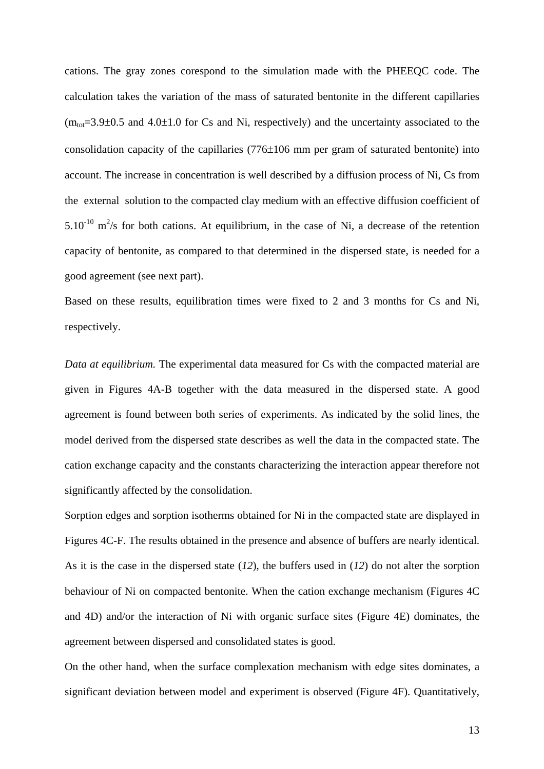cations. The gray zones corespond to the simulation made with the PHEEQC code. The calculation takes the variation of the mass of saturated bentonite in the different capillaries ($m_{tot}$=3.9±0.5 and 4.0±1.0 for Cs and Ni, respectively) and the uncertainty associated to the consolidation capacity of the capillaries (776±106 mm per gram of saturated bentonite) into account. The increase in concentration is well described by a diffusion process of Ni, Cs from the external solution to the compacted clay medium with an effective diffusion coefficient of $5.10^{-10}$ $m^2$/s for both cations. At equilibrium, in the case of Ni, a decrease of the retention capacity of bentonite, as compared to that determined in the dispersed state, is needed for a good agreement (see next part).

Based on these results, equilibration times were fixed to 2 and 3 months for Cs and Ni, respectively.

*Data at equilibrium.* The experimental data measured for Cs with the compacted material are given in Figures 4A-B together with the data measured in the dispersed state. A good agreement is found between both series of experiments. As indicated by the solid lines, the model derived from the dispersed state describes as well the data in the compacted state. The cation exchange capacity and the constants characterizing the interaction appear therefore not significantly affected by the consolidation.

Sorption edges and sorption isotherms obtained for Ni in the compacted state are displayed in Figures 4C-F. The results obtained in the presence and absence of buffers are nearly identical. As it is the case in the dispersed state (*12*), the buffers used in (*12*) do not alter the sorption behaviour of Ni on compacted bentonite. When the cation exchange mechanism (Figures 4C and 4D) and/or the interaction of Ni with organic surface sites (Figure 4E) dominates, the agreement between dispersed and consolidated states is good.

On the other hand, when the surface complexation mechanism with edge sites dominates, a significant deviation between model and experiment is observed (Figure 4F). Quantitatively,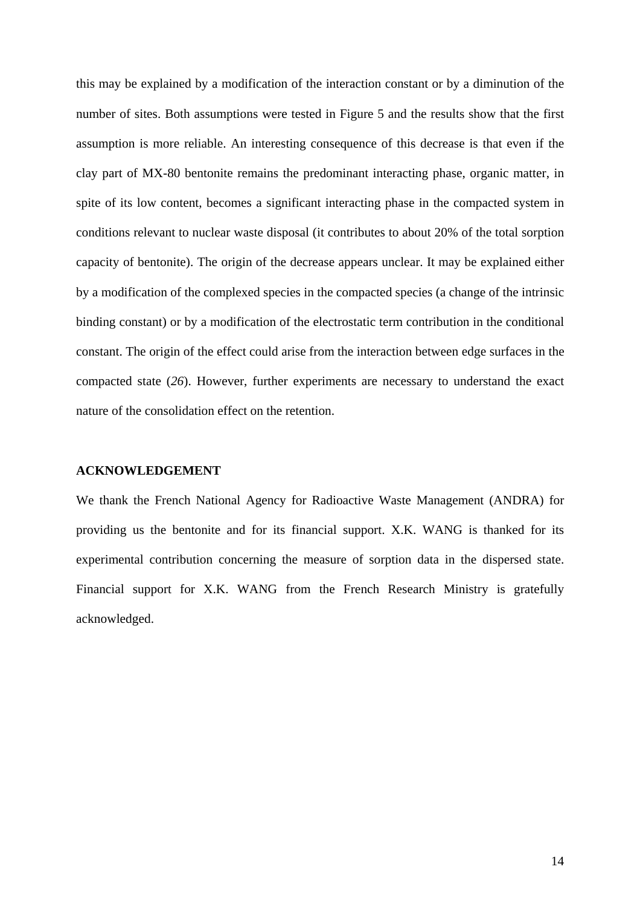this may be explained by a modification of the interaction constant or by a diminution of the number of sites. Both assumptions were tested in Figure 5 and the results show that the first assumption is more reliable. An interesting consequence of this decrease is that even if the clay part of MX-80 bentonite remains the predominant interacting phase, organic matter, in spite of its low content, becomes a significant interacting phase in the compacted system in conditions relevant to nuclear waste disposal (it contributes to about 20% of the total sorption capacity of bentonite). The origin of the decrease appears unclear. It may be explained either by a modification of the complexed species in the compacted species (a change of the intrinsic binding constant) or by a modification of the electrostatic term contribution in the conditional constant. The origin of the effect could arise from the interaction between edge surfaces in the compacted state (*26*). However, further experiments are necessary to understand the exact nature of the consolidation effect on the retention.

## ACKNOWLEDGEMENT

We thank the French National Agency for Radioactive Waste Management (ANDRA) for providing us the bentonite and for its financial support. X.K. WANG is thanked for its experimental contribution concerning the measure of sorption data in the dispersed state. Financial support for X.K. WANG from the French Research Ministry is gratefully acknowledged.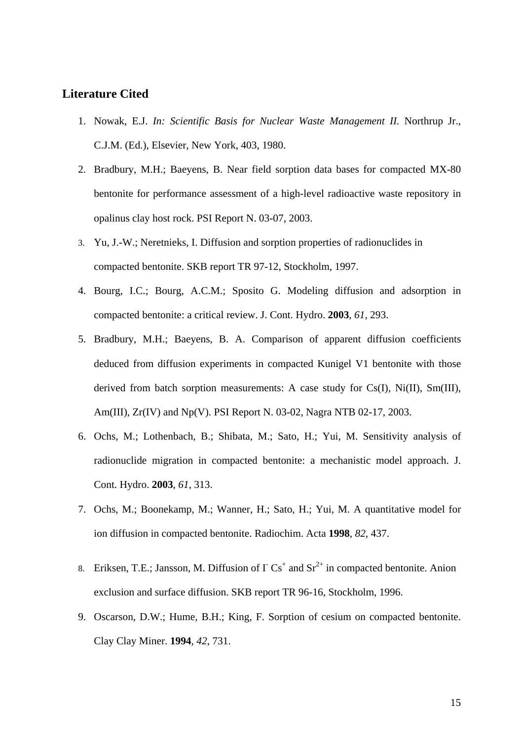## Literature Cited

1. Nowak, E.J. *In: Scientific Basis for Nuclear Waste Management II.* Northrup Jr., C.J.M. (Ed.), Elsevier, New York, 403, 1980.
2. Bradbury, M.H.; Baeyens, B. Near field sorption data bases for compacted MX-80 bentonite for performance assessment of a high-level radioactive waste repository in opalinus clay host rock. PSI Report N. 03-07, 2003.
3. Yu, J.-W.; Neretnieks, I. Diffusion and sorption properties of radionuclides in compacted bentonite. SKB report TR 97-12, Stockholm, 1997.
4. Bourg, I.C.; Bourg, A.C.M.; Sposito G. Modeling diffusion and adsorption in compacted bentonite: a critical review. J. Cont. Hydro. **2003**, *61*, 293.
5. Bradbury, M.H.; Baeyens, B. A. Comparison of apparent diffusion coefficients deduced from diffusion experiments in compacted Kunigel V1 bentonite with those derived from batch sorption measurements: A case study for Cs(I), Ni(II), Sm(III), Am(III), Zr(IV) and Np(V). PSI Report N. 03-02, Nagra NTB 02-17, 2003.
6. Ochs, M.; Lothenbach, B.; Shibata, M.; Sato, H.; Yui, M. Sensitivity analysis of radionuclide migration in compacted bentonite: a mechanistic model approach. J. Cont. Hydro. **2003**, *61*, 313.
7. Ochs, M.; Boonekamp, M.; Wanner, H.; Sato, H.; Yui, M. A quantitative model for ion diffusion in compacted bentonite. Radiochim. Acta **1998**, *82*, 437.
8. Eriksen, T.E.; Jansson, M. Diffusion of $I^-$ $Cs^+$ and $Sr^{2+}$ in compacted bentonite. Anion exclusion and surface diffusion. SKB report TR 96-16, Stockholm, 1996.
9. Oscarson, D.W.; Hume, B.H.; King, F. Sorption of cesium on compacted bentonite. Clay Clay Miner. **1994**, *42*, 731.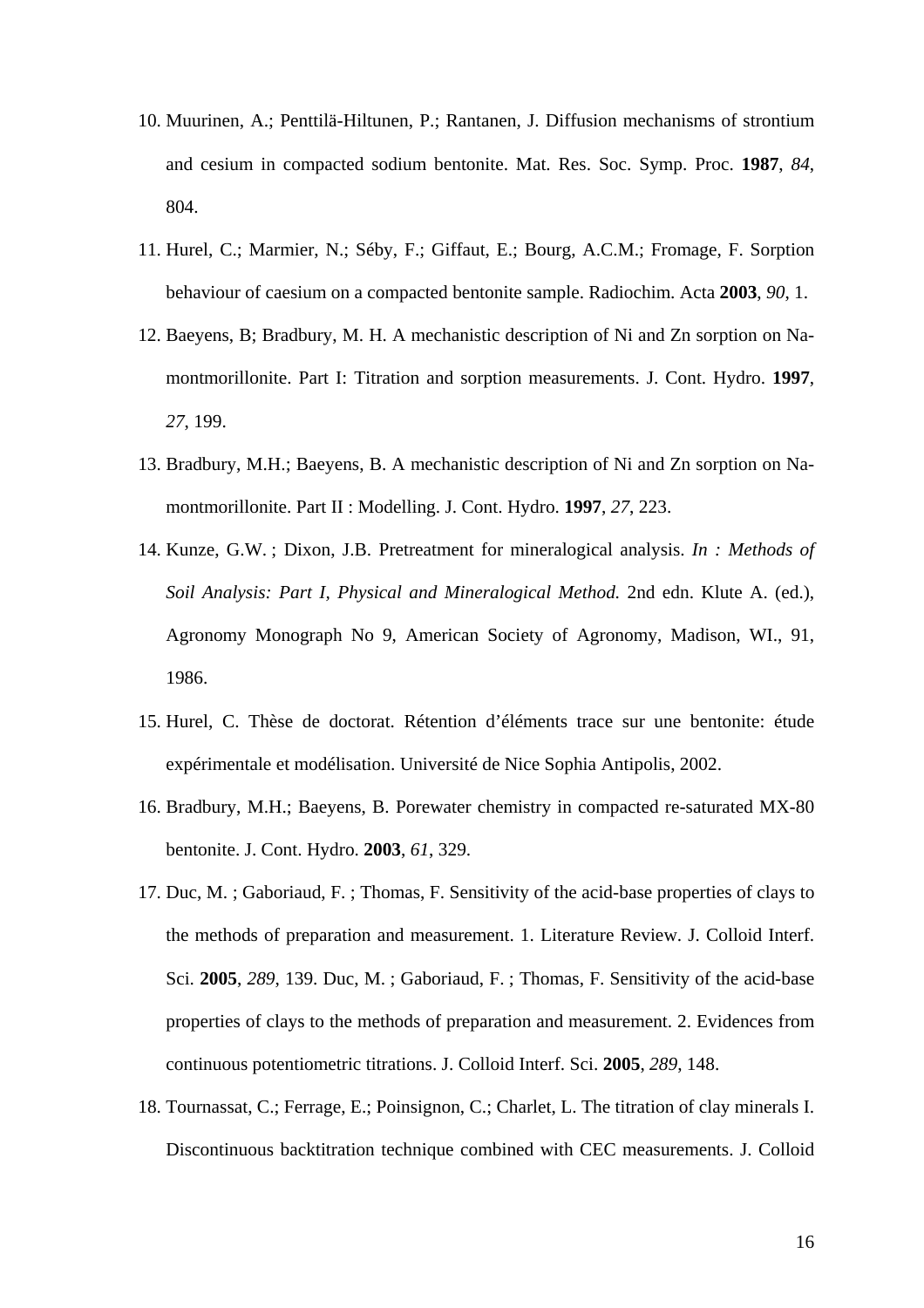10. Muurinen, A.; Penttilä-Hiltunen, P.; Rantanen, J. Diffusion mechanisms of strontium and cesium in compacted sodium bentonite. Mat. Res. Soc. Symp. Proc. **1987**, *84*, 804.
11. Hurel, C.; Marmier, N.; Séby, F.; Giffaut, E.; Bourg, A.C.M.; Fromage, F. Sorption behaviour of caesium on a compacted bentonite sample. Radiochim. Acta **2003**, *90*, 1.
12. Baeyens, B; Bradbury, M. H. A mechanistic description of Ni and Zn sorption on Na-montmorillonite. Part I: Titration and sorption measurements. J. Cont. Hydro. **1997**, *27*, 199.
13. Bradbury, M.H.; Baeyens, B. A mechanistic description of Ni and Zn sorption on Na-montmorillonite. Part II : Modelling. J. Cont. Hydro. **1997**, *27*, 223.
14. Kunze, G.W. ; Dixon, J.B. Pretreatment for mineralogical analysis. *In : Methods of Soil Analysis: Part I, Physical and Mineralogical Method.* 2nd edn. Klute A. (ed.), Agronomy Monograph No 9, American Society of Agronomy, Madison, WI., 91, 1986.
15. Hurel, C. Thèse de doctorat. Rétention d'éléments trace sur une bentonite: étude expérimentale et modélisation. Université de Nice Sophia Antipolis, 2002.
16. Bradbury, M.H.; Baeyens, B. Porewater chemistry in compacted re-saturated MX-80 bentonite. J. Cont. Hydro. **2003**, *61*, 329.
17. Duc, M. ; Gaboriaud, F. ; Thomas, F. Sensitivity of the acid-base properties of clays to the methods of preparation and measurement. 1. Literature Review. J. Colloid Interf. Sci. **2005**, *289*, 139. Duc, M. ; Gaboriaud, F. ; Thomas, F. Sensitivity of the acid-base properties of clays to the methods of preparation and measurement. 2. Evidences from continuous potentiometric titrations. J. Colloid Interf. Sci. **2005**, *289*, 148.
18. Tournassat, C.; Ferrage, E.; Poinsignon, C.; Charlet, L. The titration of clay minerals I. Discontinuous backtitration technique combined with CEC measurements. J. Colloid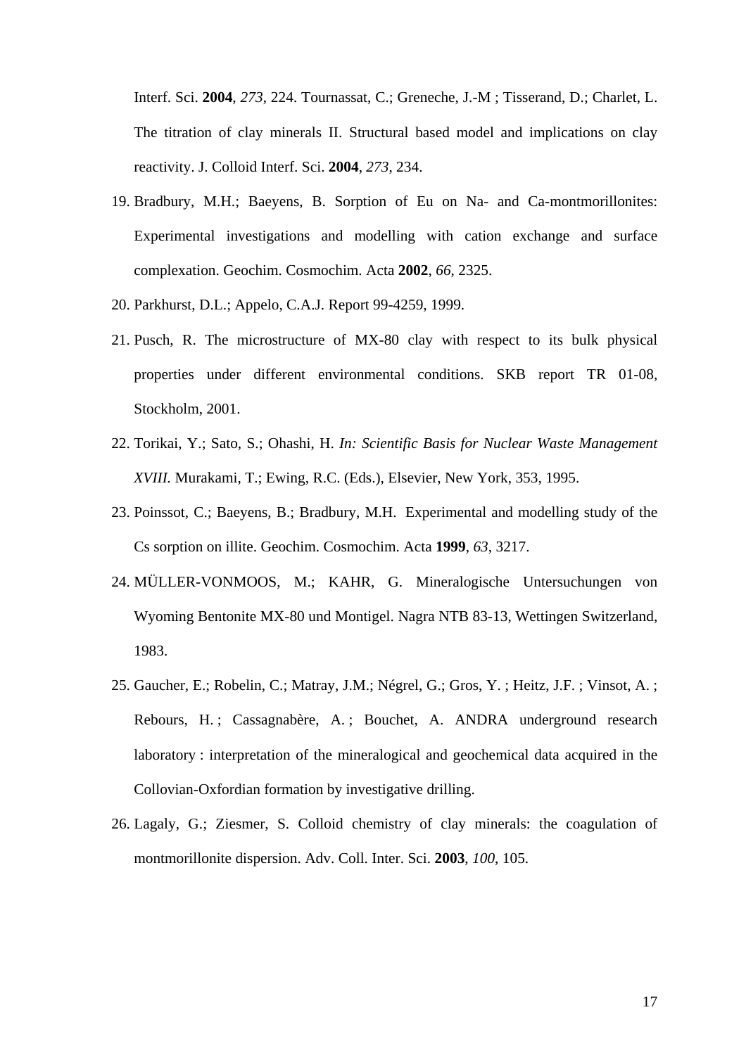Interf. Sci. **2004**, *273*, 224. Tournassat, C.; Greneche, J.-M ; Tisserand, D.; Charlet, L. The titration of clay minerals II. Structural based model and implications on clay reactivity. J. Colloid Interf. Sci. **2004**, *273*, 234.

19. Bradbury, M.H.; Baeyens, B. Sorption of Eu on Na- and Ca-montmorillonites: Experimental investigations and modelling with cation exchange and surface complexation. Geochim. Cosmochim. Acta **2002**, *66*, 2325.
20. Parkhurst, D.L.; Appelo, C.A.J. Report 99-4259, 1999.
21. Pusch, R. The microstructure of MX-80 clay with respect to its bulk physical properties under different environmental conditions. SKB report TR 01-08, Stockholm, 2001.
22. Torikai, Y.; Sato, S.; Ohashi, H. *In: Scientific Basis for Nuclear Waste Management XVIII.* Murakami, T.; Ewing, R.C. (Eds.), Elsevier, New York, 353, 1995.
23. Poinssot, C.; Baeyens, B.; Bradbury, M.H. Experimental and modelling study of the Cs sorption on illite. Geochim. Cosmochim. Acta **1999**, *63*, 3217.
24. MÜLLER-VONMOOS, M.; KAHR, G. Mineralogische Untersuchungen von Wyoming Bentonite MX-80 und Montigel. Nagra NTB 83-13, Wettingen Switzerland, 1983.
25. Gaucher, E.; Robelin, C.; Matray, J.M.; Négrel, G.; Gros, Y. ; Heitz, J.F. ; Vinsot, A. ; Rebours, H. ; Cassagnabère, A. ; Bouchet, A. ANDRA underground research laboratory : interpretation of the mineralogical and geochemical data acquired in the Collovian-Oxfordian formation by investigative drilling.
26. Lagaly, G.; Ziesmer, S. Colloid chemistry of clay minerals: the coagulation of montmorillonite dispersion. Adv. Coll. Inter. Sci. **2003**, *100*, 105.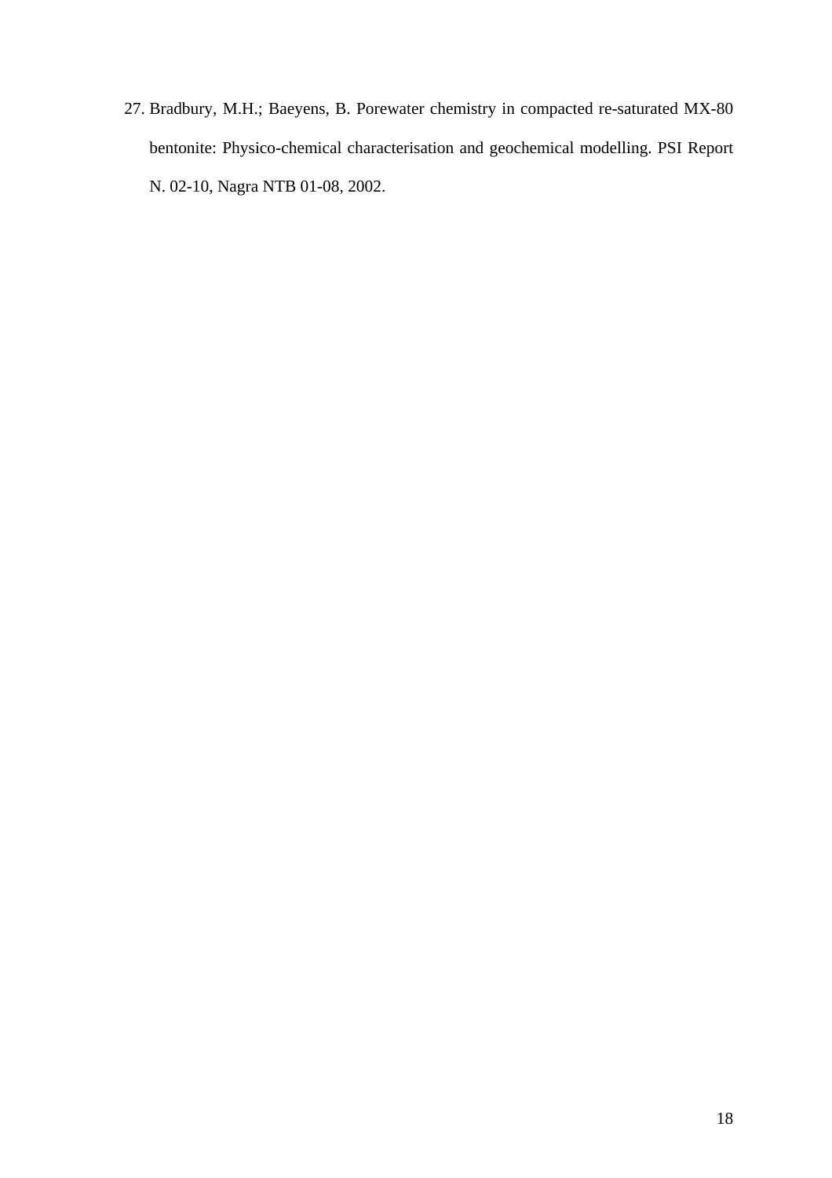27. Bradbury, M.H.; Baeyens, B. Porewater chemistry in compacted re-saturated MX-80 bentonite: Physico-chemical characterisation and geochemical modelling. PSI Report N. 02-10, Nagra NTB 01-08, 2002.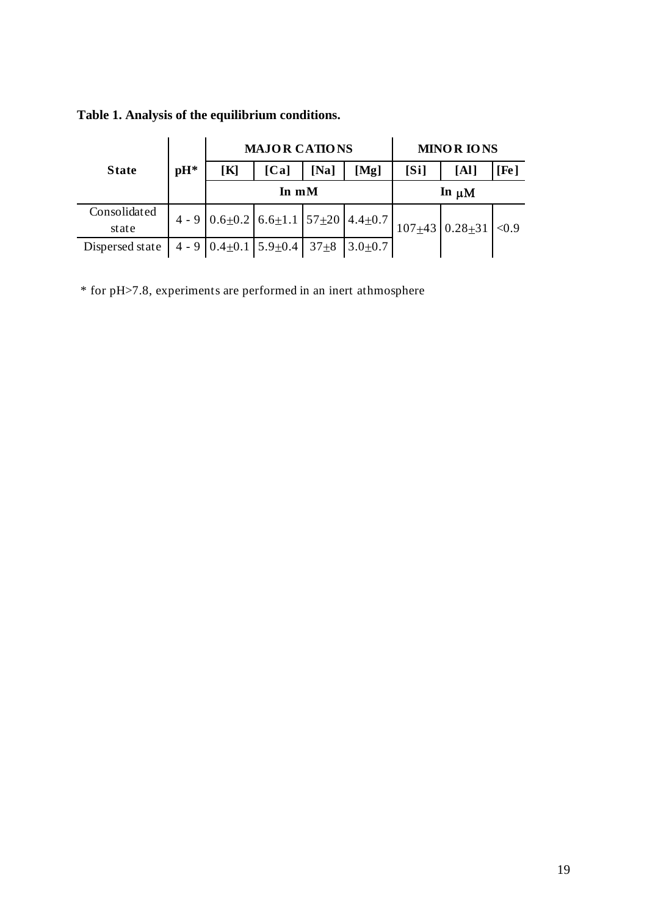**Table 1. Analysis of the equilibrium conditions.**

| State | pH* | MAJOR CATIONS | | | | MINOR IONS | | |
|---|---|---|---|---|---|---|---|---|
| | | [K] | [Ca] | [Na] | [Mg] | [Si] | [Al] | [Fe] |
| | | In mM | | | | In μM | | |
| Consolidated state | 4 - 9 | 0.6±0.2 | 6.6±1.1 | 57±20 | 4.4±0.7 | 107±43 | 0.28±31 | <0.9 |
| Dispersed state | 4 - 9 | 0.4±0.1 | 5.9±0.4 | 37±8 | 3.0±0.7 | | | |

\* for pH>7.8, experiments are performed in an inert athmosphere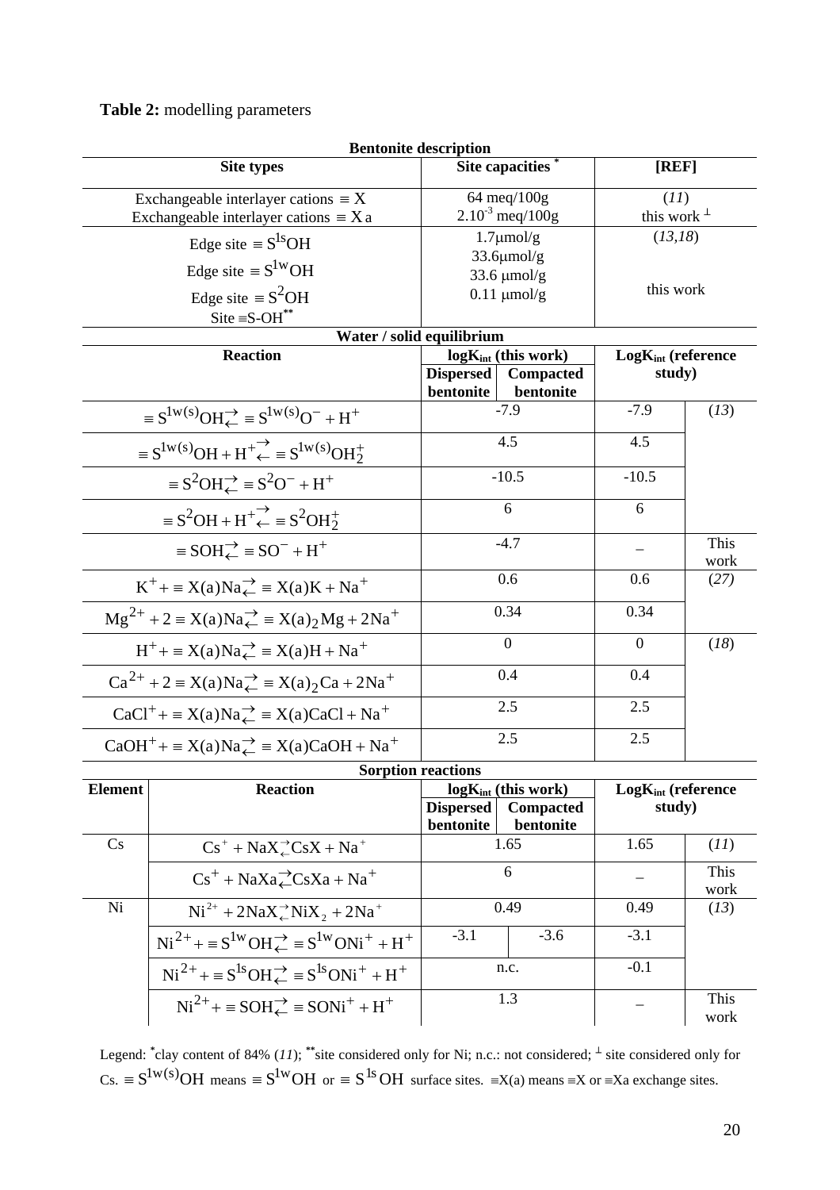**Table 2:** modelling parameters

| Bentonite description | | | | | |
|---|---|---|---|---|---|
| **Site types** | | **Site capacities** [*] | | **[REF]** | |
| Exchangeable interlayer cations $\equiv X$ | | 64 meq/100g | | (*11*) | |
| Exchangeable interlayer cations $\equiv Xa$ | | $2.10^{-3}$ meq/100g | | this work [⊥] | |
| Edge site $\equiv S^{1s}OH$ | | 1.7µmol/g | | (*13,18*) | |
| Edge site $\equiv S^{1w}OH$ | | 33.6µmol/g | | | |
| Edge site $\equiv S^{2}OH$ | | 33.6 µmol/g | | this work | |
| Site $\equiv$S-OH[**] | | 0.11 µmol/g | | | |
| **Water / solid equilibrium** | | | | | |
| **Reaction** | | **logK$_{int}$ (this work)** | | **LogK$_{int}$ (reference study)** | |
| | | **Dispersed bentonite** | **Compacted bentonite** | | |
| $\equiv S^{1w(s)}OH \rightleftarrows \equiv S^{1w(s)}O^- + H^+$ | | -7.9 | | -7.9 | (*13*) |
| $\equiv S^{1w(s)}OH + H^+ \rightleftarrows \equiv S^{1w(s)}OH_2^+$ | | 4.5 | | 4.5 | |
| $\equiv S^{2}OH \rightleftarrows \equiv S^{2}O^- + H^+$ | | -10.5 | | -10.5 | |
| $\equiv S^{2}OH + H^+ \rightleftarrows \equiv S^{2}OH_2^+$ | | 6 | | 6 | |
| $\equiv SOH \rightleftarrows \equiv SO^- + H^+$ | | -4.7 | | – | This work |
| $K^+ + \equiv X(a)Na \rightleftarrows \equiv X(a)K + Na^+$ | | 0.6 | | 0.6 | (*27*) |
| $Mg^{2+} + 2 \equiv X(a)Na \rightleftarrows \equiv X(a)_2Mg + 2Na^+$ | | 0.34 | | 0.34 | |
| $H^+ + \equiv X(a)Na \rightleftarrows \equiv X(a)H + Na^+$ | | 0 | | 0 | (*18*) |
| $Ca^{2+} + 2 \equiv X(a)Na \rightleftarrows \equiv X(a)_2Ca + 2Na^+$ | | 0.4 | | 0.4 | |
| $CaCl^+ + \equiv X(a)Na \rightleftarrows \equiv X(a)CaCl + Na^+$ | | 2.5 | | 2.5 | |
| $CaOH^+ + \equiv X(a)Na \rightleftarrows \equiv X(a)CaOH + Na^+$ | | 2.5 | | 2.5 | |
| **Sorption reactions** | | | | | |
| **Element** | **Reaction** | **logK$_{int}$ (this work)** | | **LogK$_{int}$ (reference study)** | |
| | | **Dispersed bentonite** | **Compacted bentonite** | | |
| Cs | $Cs^+ + NaX \rightleftarrows CsX + Na^+$ | 1.65 | | 1.65 | (*11*) |
| | $Cs^+ + NaXa \rightleftarrows CsXa + Na^+$ | 6 | | – | This work |
| Ni | $Ni^{2+} + 2NaX \rightleftarrows NiX_2 + 2Na^+$ | 0.49 | | 0.49 | (*13*) |
| | $Ni^{2+} + \equiv S^{1w}OH \rightleftarrows \equiv S^{1w}ONi^+ + H^+$ | -3.1 | -3.6 | -3.1 | |
| | $Ni^{2+} + \equiv S^{1s}OH \rightleftarrows \equiv S^{1s}ONi^+ + H^+$ | n.c. | | -0.1 | |
| | $Ni^{2+} + \equiv SOH \rightleftarrows \equiv SONi^+ + H^+$ | 1.3 | | – | This work |

Legend: [*]clay content of 84% (*11*); [**]site considered only for Ni; n.c.: not considered; [⊥] site considered only for Cs. $\equiv S^{1w(s)}OH$ means $\equiv S^{1w}OH$ or $\equiv S^{1s}OH$ surface sites. $\equiv$X(a) means $\equiv$X or $\equiv$Xa exchange sites.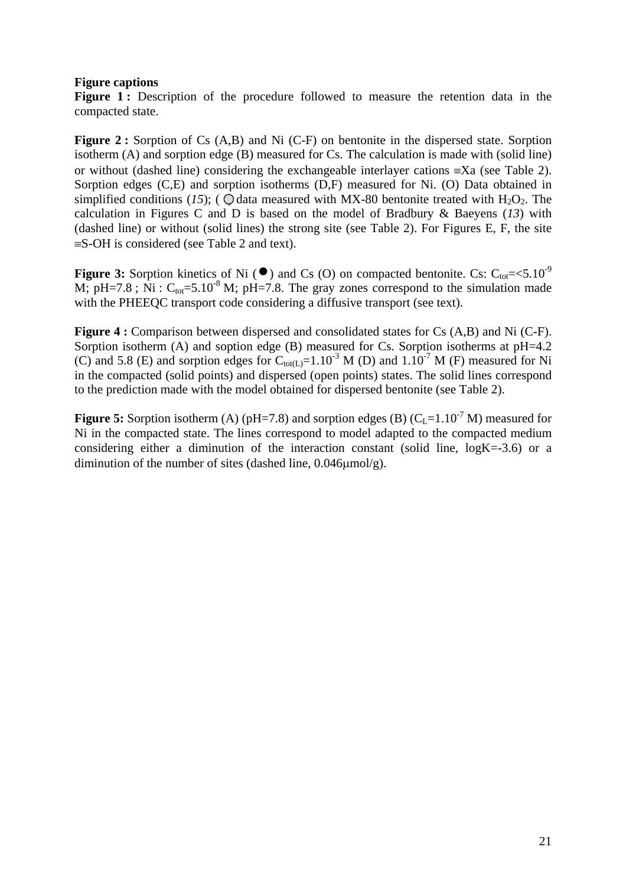**Figure captions**

**Figure 1 :** Description of the procedure followed to measure the retention data in the compacted state.

**Figure 2 :** Sorption of Cs (A,B) and Ni (C-F) on bentonite in the dispersed state. Sorption isotherm (A) and sorption edge (B) measured for Cs. The calculation is made with (solid line) or without (dashed line) considering the exchangeable interlayer cations ≡Xa (see Table 2). Sorption edges (C,E) and sorption isotherms (D,F) measured for Ni. (O) Data obtained in simplified conditions (*15*); (○) data measured with MX-80 bentonite treated with $H_2O_2$. The calculation in Figures C and D is based on the model of Bradbury & Baeyens (*13*) with (dashed line) or without (solid lines) the strong site (see Table 2). For Figures E, F, the site ≡S-OH is considered (see Table 2 and text).

**Figure 3:** Sorption kinetics of Ni (●) and Cs (O) on compacted bentonite. Cs: $C_{tot}$=<5.10$^{-9}$ M; pH=7.8 ; Ni : $C_{tot}$=5.10$^{-8}$ M; pH=7.8. The gray zones correspond to the simulation made with the PHEEQC transport code considering a diffusive transport (see text).

**Figure 4 :** Comparison between dispersed and consolidated states for Cs (A,B) and Ni (C-F). Sorption isotherm (A) and soption edge (B) measured for Cs. Sorption isotherms at pH=4.2 (C) and 5.8 (E) and sorption edges for $C_{tot(L)}$=1.10$^{-3}$ M (D) and 1.10$^{-7}$ M (F) measured for Ni in the compacted (solid points) and dispersed (open points) states. The solid lines correspond to the prediction made with the model obtained for dispersed bentonite (see Table 2).

**Figure 5:** Sorption isotherm (A) (pH=7.8) and sorption edges (B) ($C_L$=1.10$^{-7}$ M) measured for Ni in the compacted state. The lines correspond to model adapted to the compacted medium considering either a diminution of the interaction constant (solid line, logK=-3.6) or a diminution of the number of sites (dashed line, 0.046μmol/g).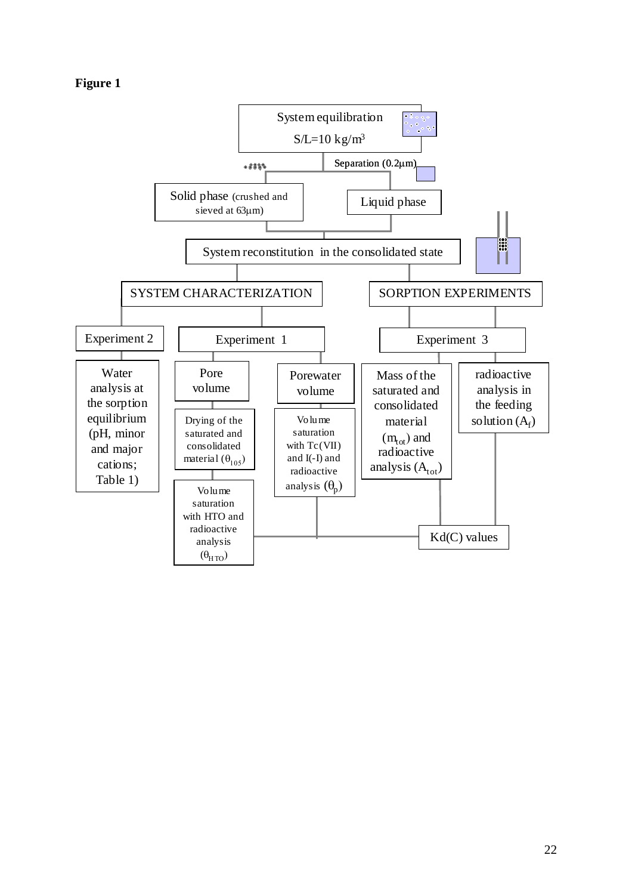**Figure 1**

System equilibration
S/L=10 kg/m$^3$

Separation (0.2μm)

Solid phase (crushed and sieved at 63μm)

Liquid phase

System reconstitution in the consolidated state

SYSTEM CHARACTERIZATION

SORPTION EXPERIMENTS

Experiment 2

Experiment 1

Experiment 3

Water analysis at the sorption equilibrium (pH, minor and major cations; Table 1)

Pore volume

Drying of the saturated and consolidated material ($\theta_{105}$)

Volume saturation with HTO and radioactive analysis ($\theta_{HTO}$)

Porewater volume

Volume saturation with Tc(VII) and I(-I) and radioactive analysis ($\theta_p$)

Mass of the saturated and consolidated material ($m_{tot}$) and radioactive analysis ($A_{tot}$)

radioactive analysis in the feeding solution ($A_f$)

Kd(C) values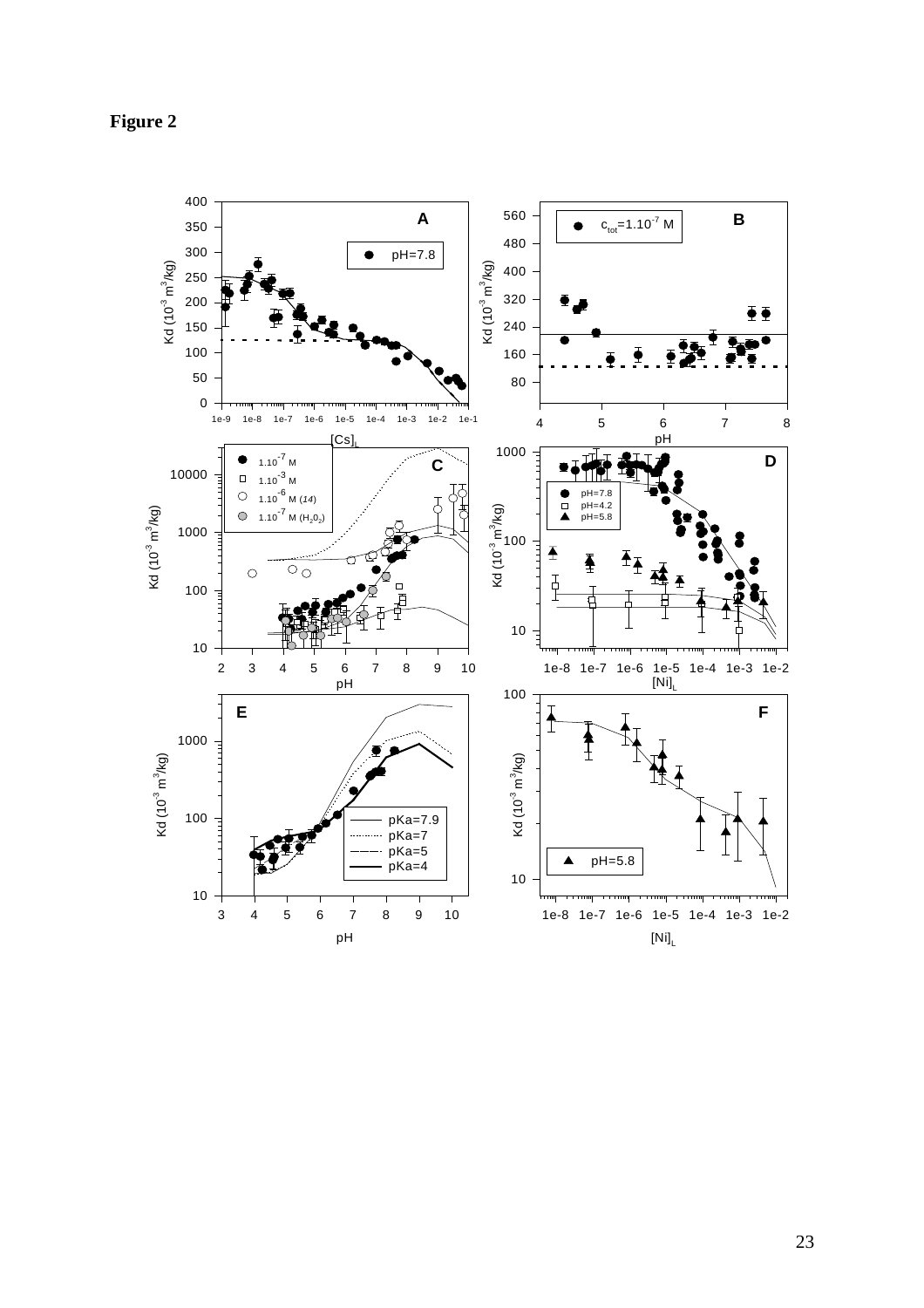**Figure 2**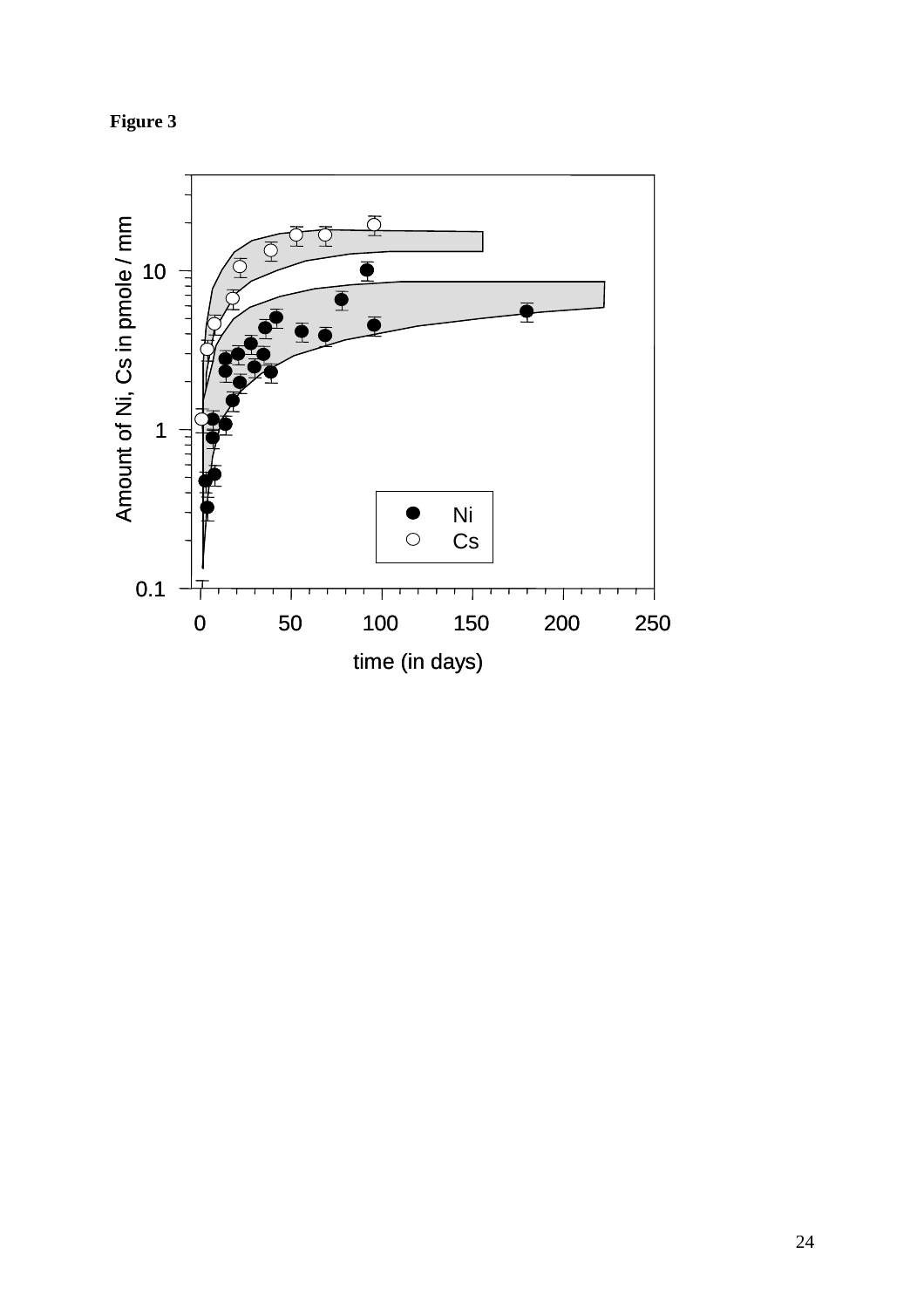**Figure 3**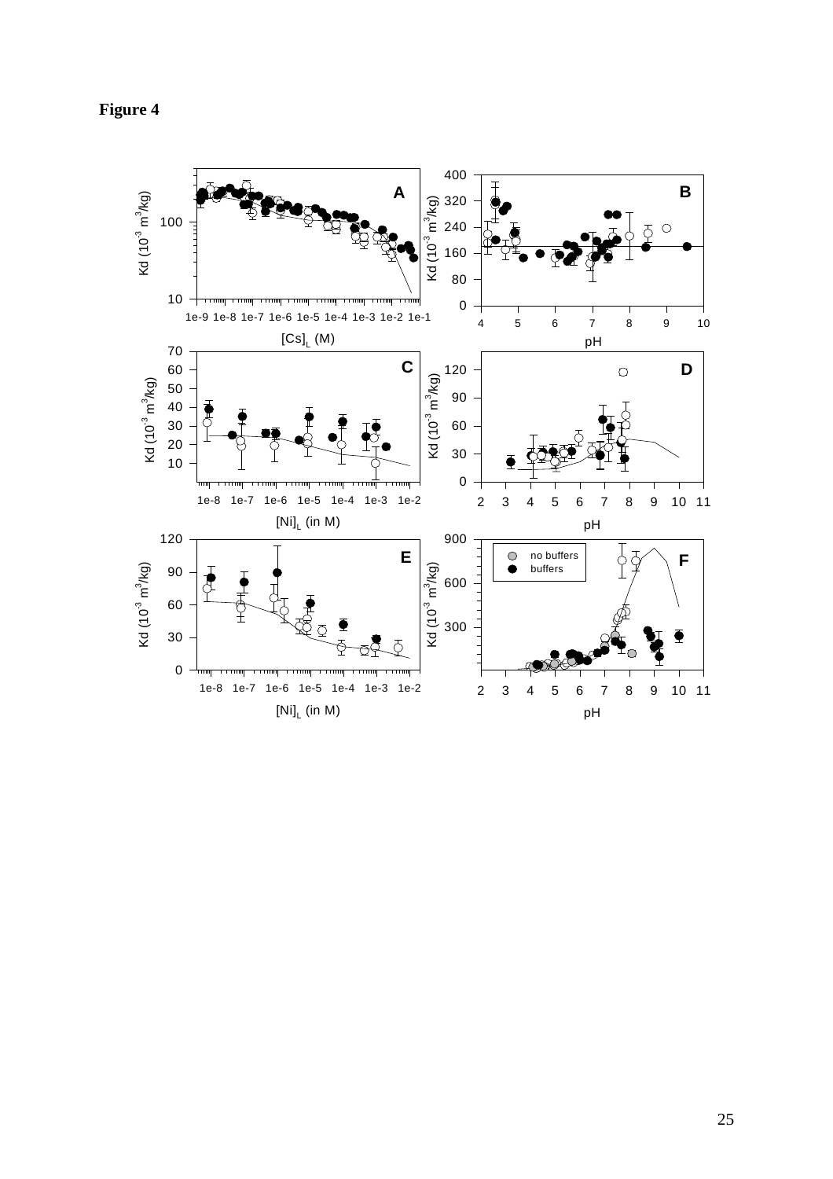**Figure 4**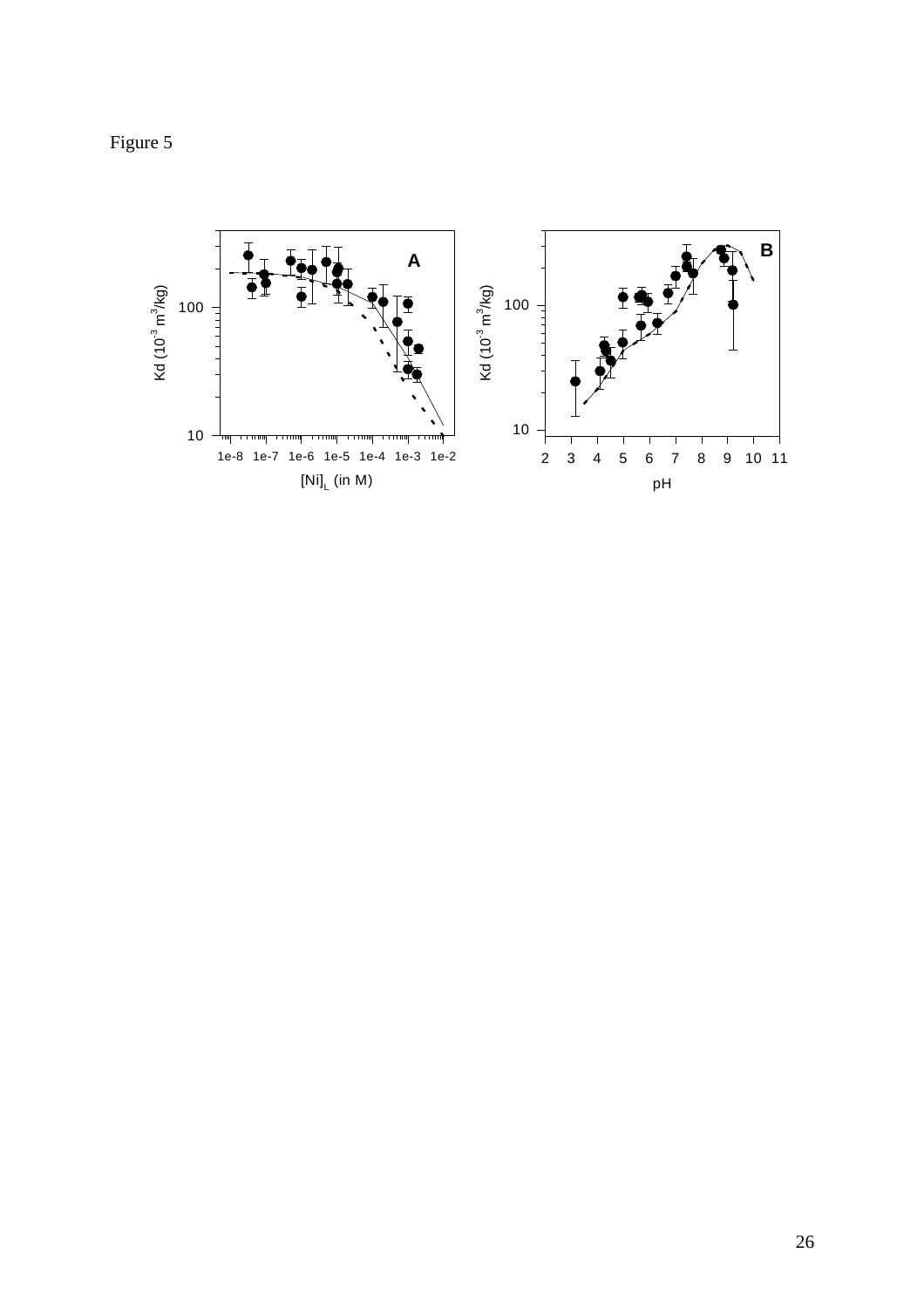Figure 5

A

Kd ($10^{-3}$ $m^3$/kg)

100

10

1e-8 1e-7 1e-6 1e-5 1e-4 1e-3 1e-2

$[Ni]_L$ (in M)

B

Kd ($10^{-3}$ $m^3$/kg)

100

10

2 3 4 5 6 7 8 9 10 11

pH